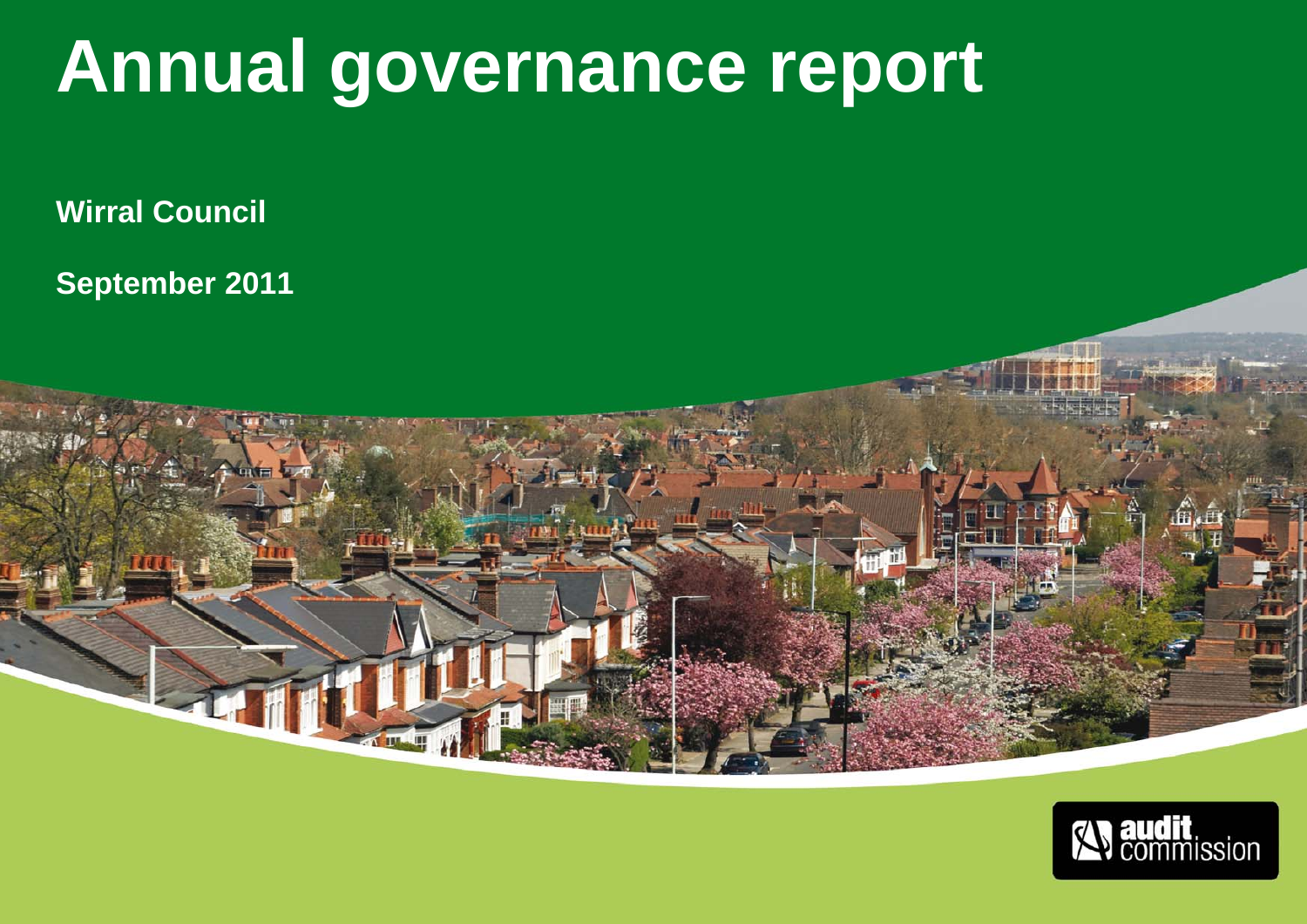# Annual governance report

**Wirral Council**

**September 2011**

audit commission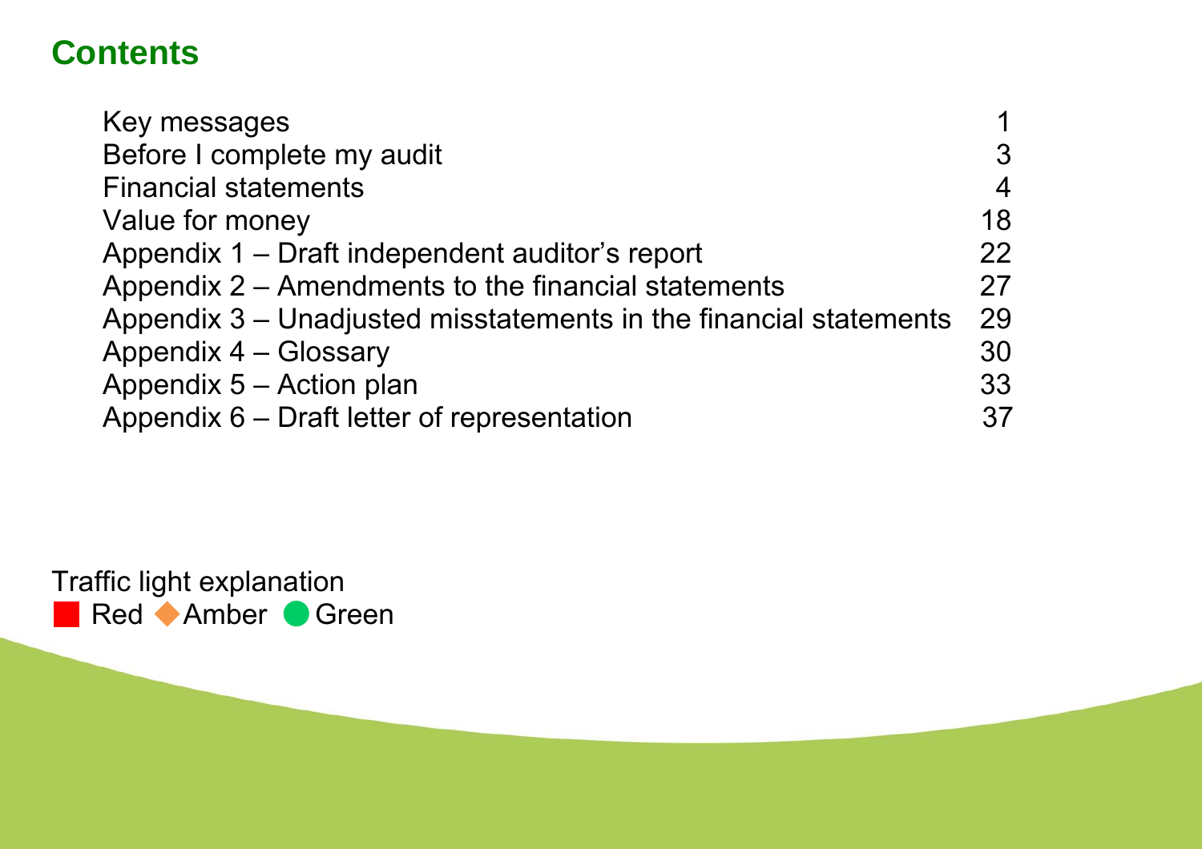## Contents

| | |
|---|---|
| Key messages | 1 |
| Before I complete my audit | 3 |
| Financial statements | 4 |
| Value for money | 18 |
| Appendix 1 – Draft independent auditor's report | 22 |
| Appendix 2 – Amendments to the financial statements | 27 |
| Appendix 3 – Unadjusted misstatements in the financial statements | 29 |
| Appendix 4 – Glossary | 30 |
| Appendix 5 – Action plan | 33 |
| Appendix 6 – Draft letter of representation | 37 |

Traffic light explanation

■ Red ◆ Amber ● Green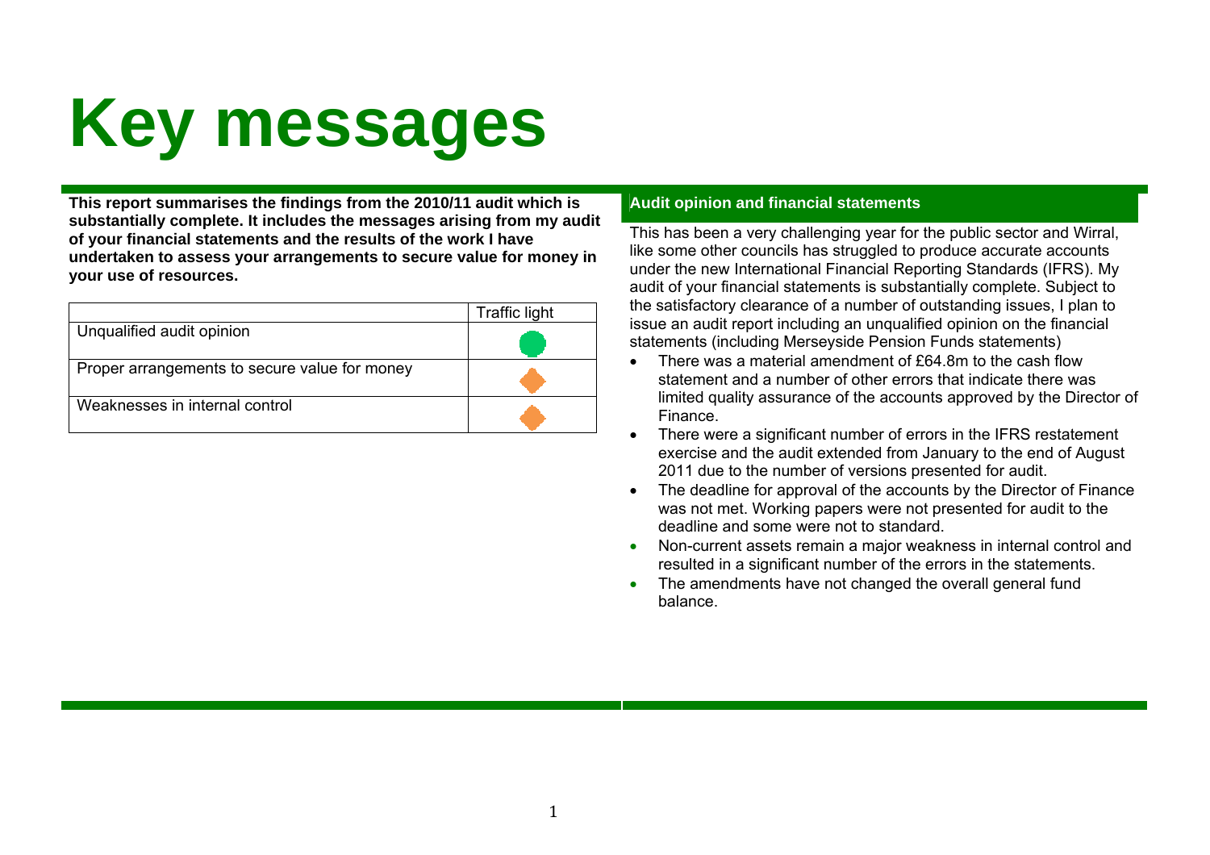# Key messages

**This report summarises the findings from the 2010/11 audit which is substantially complete. It includes the messages arising from my audit of your financial statements and the results of the work I have undertaken to assess your arrangements to secure value for money in your use of resources.**

| | Traffic light |
|---|---|
| Unqualified audit opinion | Green |
| Proper arrangements to secure value for money | Amber |
| Weaknesses in internal control | Amber |

## Audit opinion and financial statements

This has been a very challenging year for the public sector and Wirral, like some other councils has struggled to produce accurate accounts under the new International Financial Reporting Standards (IFRS). My audit of your financial statements is substantially complete. Subject to the satisfactory clearance of a number of outstanding issues, I plan to issue an audit report including an unqualified opinion on the financial statements (including Merseyside Pension Funds statements)

- There was a material amendment of £64.8m to the cash flow statement and a number of other errors that indicate there was limited quality assurance of the accounts approved by the Director of Finance.
- There were a significant number of errors in the IFRS restatement exercise and the audit extended from January to the end of August 2011 due to the number of versions presented for audit.
- The deadline for approval of the accounts by the Director of Finance was not met. Working papers were not presented for audit to the deadline and some were not to standard.
- Non-current assets remain a major weakness in internal control and resulted in a significant number of the errors in the statements.
- The amendments have not changed the overall general fund balance.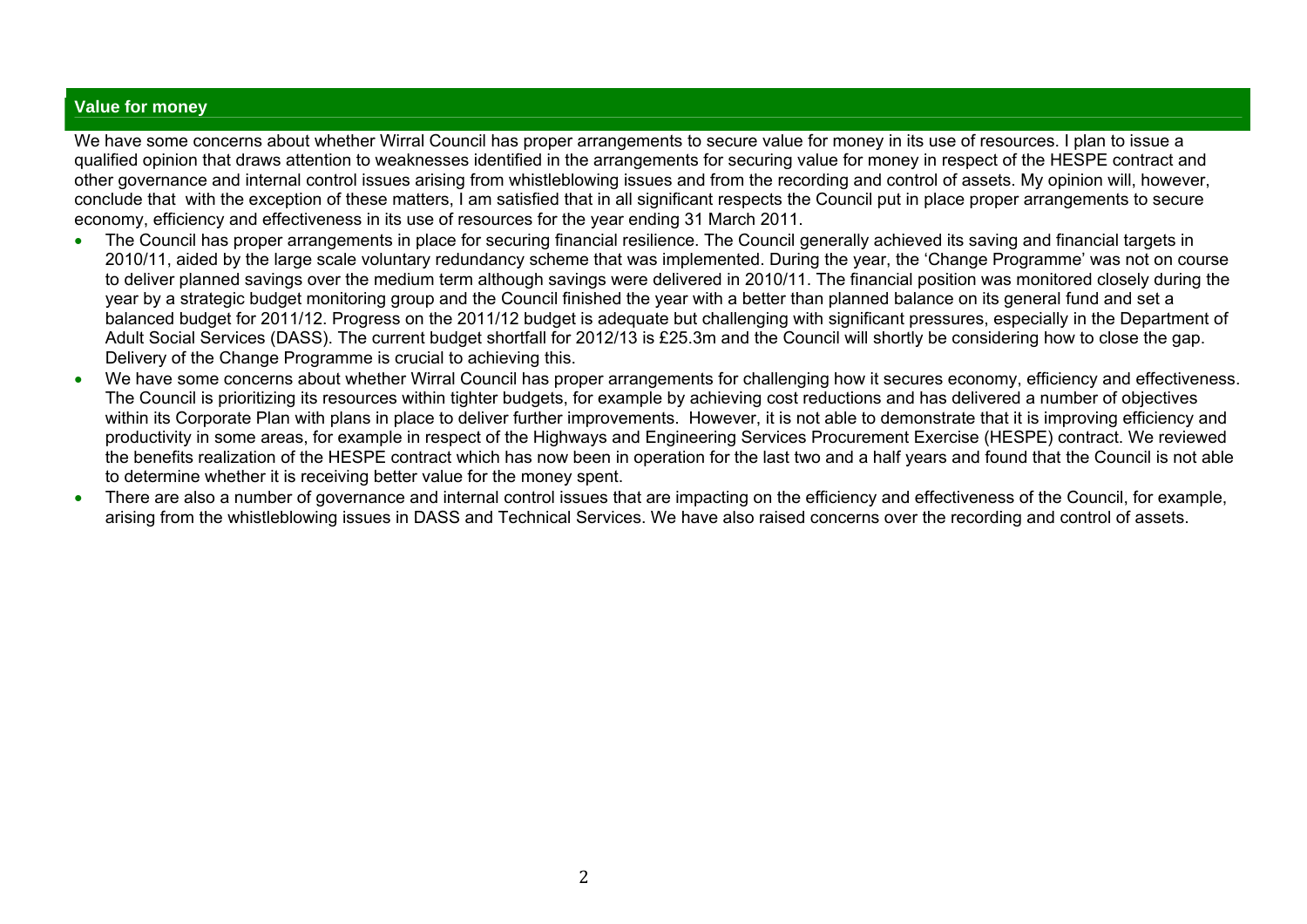## Value for money

We have some concerns about whether Wirral Council has proper arrangements to secure value for money in its use of resources. I plan to issue a qualified opinion that draws attention to weaknesses identified in the arrangements for securing value for money in respect of the HESPE contract and other governance and internal control issues arising from whistleblowing issues and from the recording and control of assets. My opinion will, however, conclude that with the exception of these matters, I am satisfied that in all significant respects the Council put in place proper arrangements to secure economy, efficiency and effectiveness in its use of resources for the year ending 31 March 2011.

- The Council has proper arrangements in place for securing financial resilience. The Council generally achieved its saving and financial targets in 2010/11, aided by the large scale voluntary redundancy scheme that was implemented. During the year, the 'Change Programme' was not on course to deliver planned savings over the medium term although savings were delivered in 2010/11. The financial position was monitored closely during the year by a strategic budget monitoring group and the Council finished the year with a better than planned balance on its general fund and set a balanced budget for 2011/12. Progress on the 2011/12 budget is adequate but challenging with significant pressures, especially in the Department of Adult Social Services (DASS). The current budget shortfall for 2012/13 is £25.3m and the Council will shortly be considering how to close the gap. Delivery of the Change Programme is crucial to achieving this.
- We have some concerns about whether Wirral Council has proper arrangements for challenging how it secures economy, efficiency and effectiveness. The Council is prioritizing its resources within tighter budgets, for example by achieving cost reductions and has delivered a number of objectives within its Corporate Plan with plans in place to deliver further improvements. However, it is not able to demonstrate that it is improving efficiency and productivity in some areas, for example in respect of the Highways and Engineering Services Procurement Exercise (HESPE) contract. We reviewed the benefits realization of the HESPE contract which has now been in operation for the last two and a half years and found that the Council is not able to determine whether it is receiving better value for the money spent.
- There are also a number of governance and internal control issues that are impacting on the efficiency and effectiveness of the Council, for example, arising from the whistleblowing issues in DASS and Technical Services. We have also raised concerns over the recording and control of assets.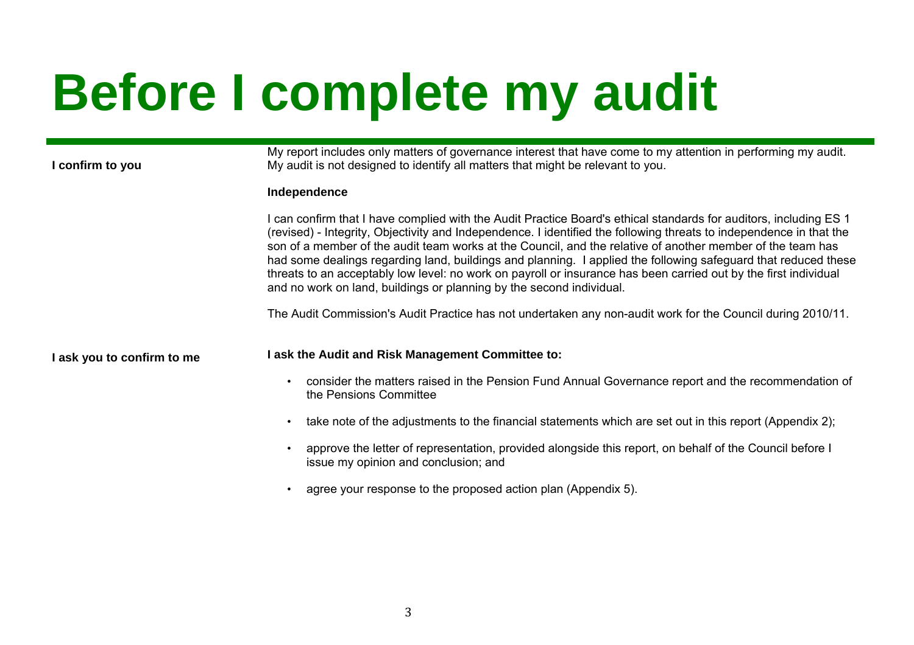# Before I complete my audit

**I confirm to you**

My report includes only matters of governance interest that have come to my attention in performing my audit. My audit is not designed to identify all matters that might be relevant to you.

**Independence**

I can confirm that I have complied with the Audit Practice Board's ethical standards for auditors, including ES 1 (revised) - Integrity, Objectivity and Independence. I identified the following threats to independence in that the son of a member of the audit team works at the Council, and the relative of another member of the team has had some dealings regarding land, buildings and planning. I applied the following safeguard that reduced these threats to an acceptably low level: no work on payroll or insurance has been carried out by the first individual and no work on land, buildings or planning by the second individual.

The Audit Commission's Audit Practice has not undertaken any non-audit work for the Council during 2010/11.

**I ask you to confirm to me**

**I ask the Audit and Risk Management Committee to:**

- consider the matters raised in the Pension Fund Annual Governance report and the recommendation of the Pensions Committee
- take note of the adjustments to the financial statements which are set out in this report (Appendix 2);
- approve the letter of representation, provided alongside this report, on behalf of the Council before I issue my opinion and conclusion; and
- agree your response to the proposed action plan (Appendix 5).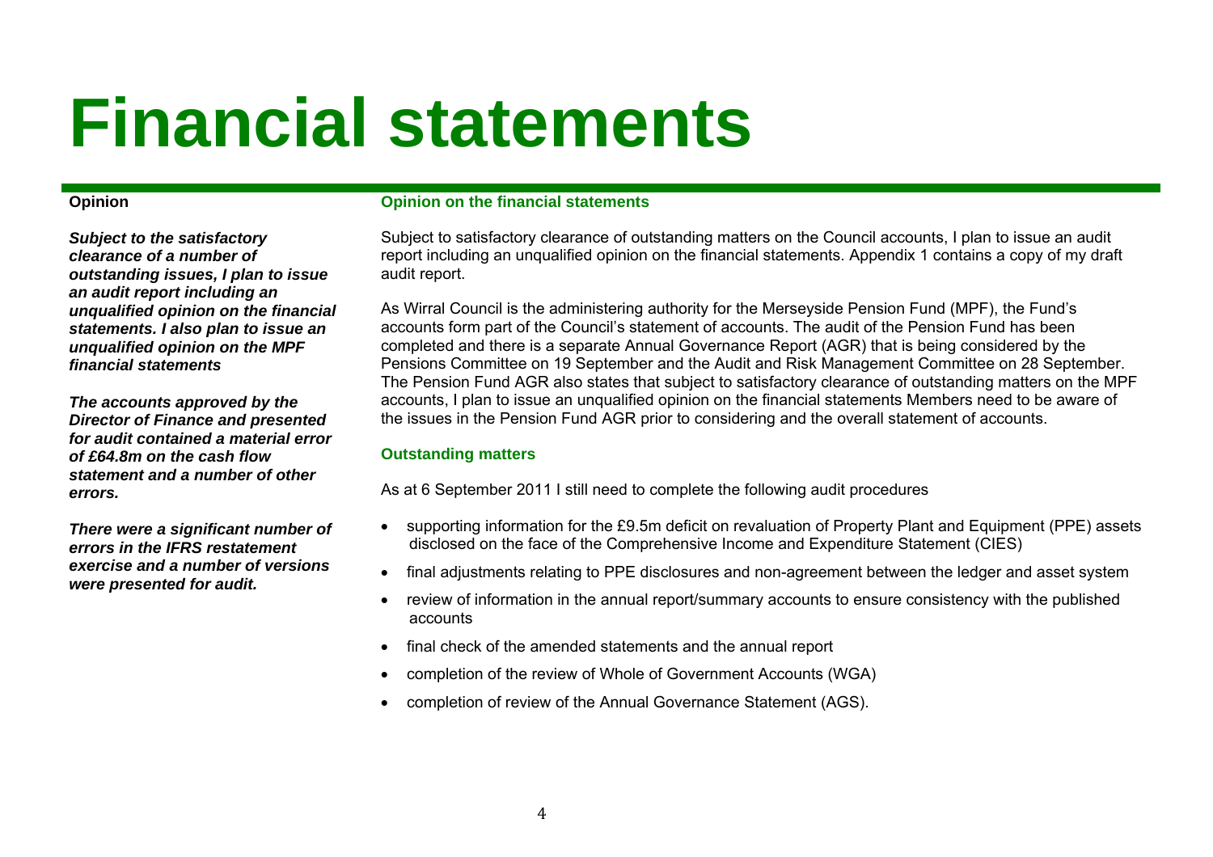# Financial statements

**Opinion**

***Subject to the satisfactory clearance of a number of outstanding issues, I plan to issue an audit report including an unqualified opinion on the financial statements. I also plan to issue an unqualified opinion on the MPF financial statements***

***The accounts approved by the Director of Finance and presented for audit contained a material error of £64.8m on the cash flow statement and a number of other errors.***

***There were a significant number of errors in the IFRS restatement exercise and a number of versions were presented for audit.***

### Opinion on the financial statements

Subject to satisfactory clearance of outstanding matters on the Council accounts, I plan to issue an audit report including an unqualified opinion on the financial statements. Appendix 1 contains a copy of my draft audit report.

As Wirral Council is the administering authority for the Merseyside Pension Fund (MPF), the Fund's accounts form part of the Council's statement of accounts. The audit of the Pension Fund has been completed and there is a separate Annual Governance Report (AGR) that is being considered by the Pensions Committee on 19 September and the Audit and Risk Management Committee on 28 September. The Pension Fund AGR also states that subject to satisfactory clearance of outstanding matters on the MPF accounts, I plan to issue an unqualified opinion on the financial statements Members need to be aware of the issues in the Pension Fund AGR prior to considering and the overall statement of accounts.

### Outstanding matters

As at 6 September 2011 I still need to complete the following audit procedures

- supporting information for the £9.5m deficit on revaluation of Property Plant and Equipment (PPE) assets disclosed on the face of the Comprehensive Income and Expenditure Statement (CIES)
- final adjustments relating to PPE disclosures and non-agreement between the ledger and asset system
- review of information in the annual report/summary accounts to ensure consistency with the published accounts
- final check of the amended statements and the annual report
- completion of the review of Whole of Government Accounts (WGA)
- completion of review of the Annual Governance Statement (AGS).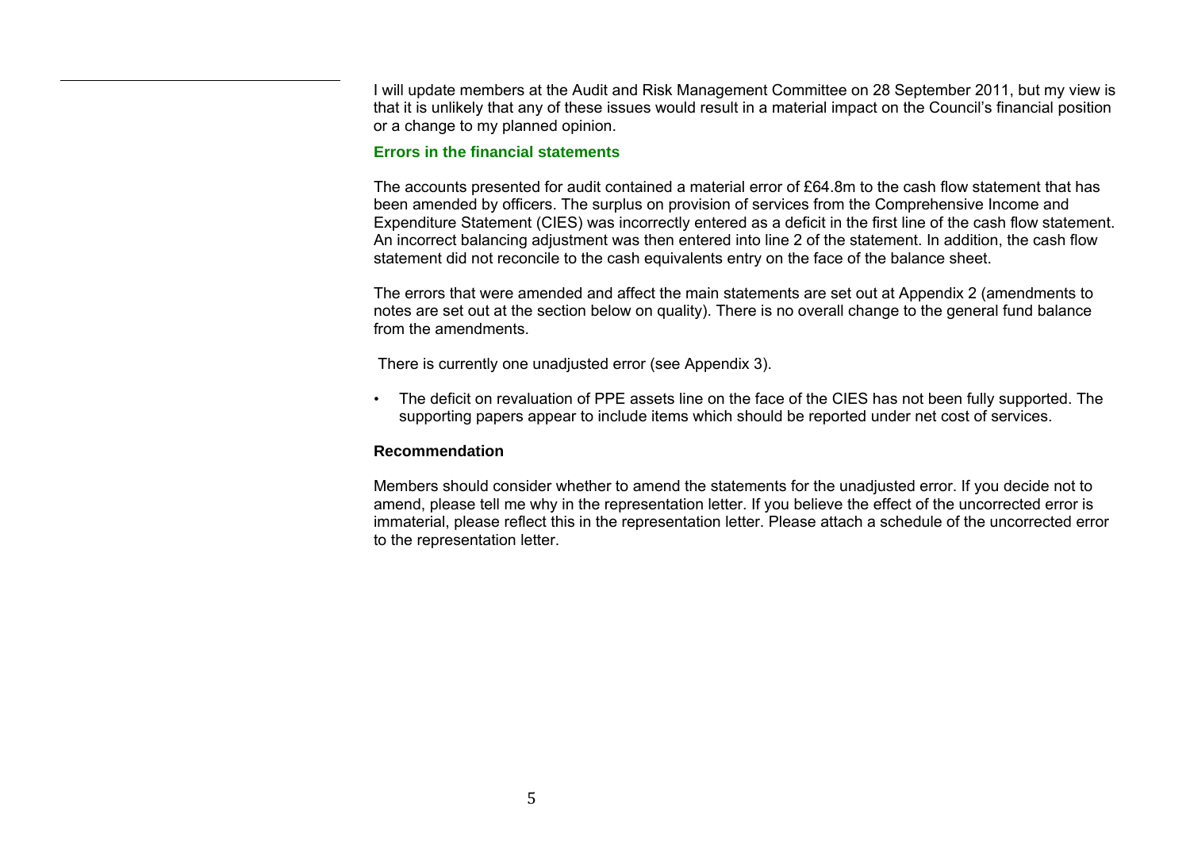I will update members at the Audit and Risk Management Committee on 28 September 2011, but my view is that it is unlikely that any of these issues would result in a material impact on the Council's financial position or a change to my planned opinion.

### Errors in the financial statements

The accounts presented for audit contained a material error of £64.8m to the cash flow statement that has been amended by officers. The surplus on provision of services from the Comprehensive Income and Expenditure Statement (CIES) was incorrectly entered as a deficit in the first line of the cash flow statement. An incorrect balancing adjustment was then entered into line 2 of the statement. In addition, the cash flow statement did not reconcile to the cash equivalents entry on the face of the balance sheet.

The errors that were amended and affect the main statements are set out at Appendix 2 (amendments to notes are set out at the section below on quality). There is no overall change to the general fund balance from the amendments.

There is currently one unadjusted error (see Appendix 3).

- The deficit on revaluation of PPE assets line on the face of the CIES has not been fully supported. The supporting papers appear to include items which should be reported under net cost of services.

**Recommendation**

Members should consider whether to amend the statements for the unadjusted error. If you decide not to amend, please tell me why in the representation letter. If you believe the effect of the uncorrected error is immaterial, please reflect this in the representation letter. Please attach a schedule of the uncorrected error to the representation letter.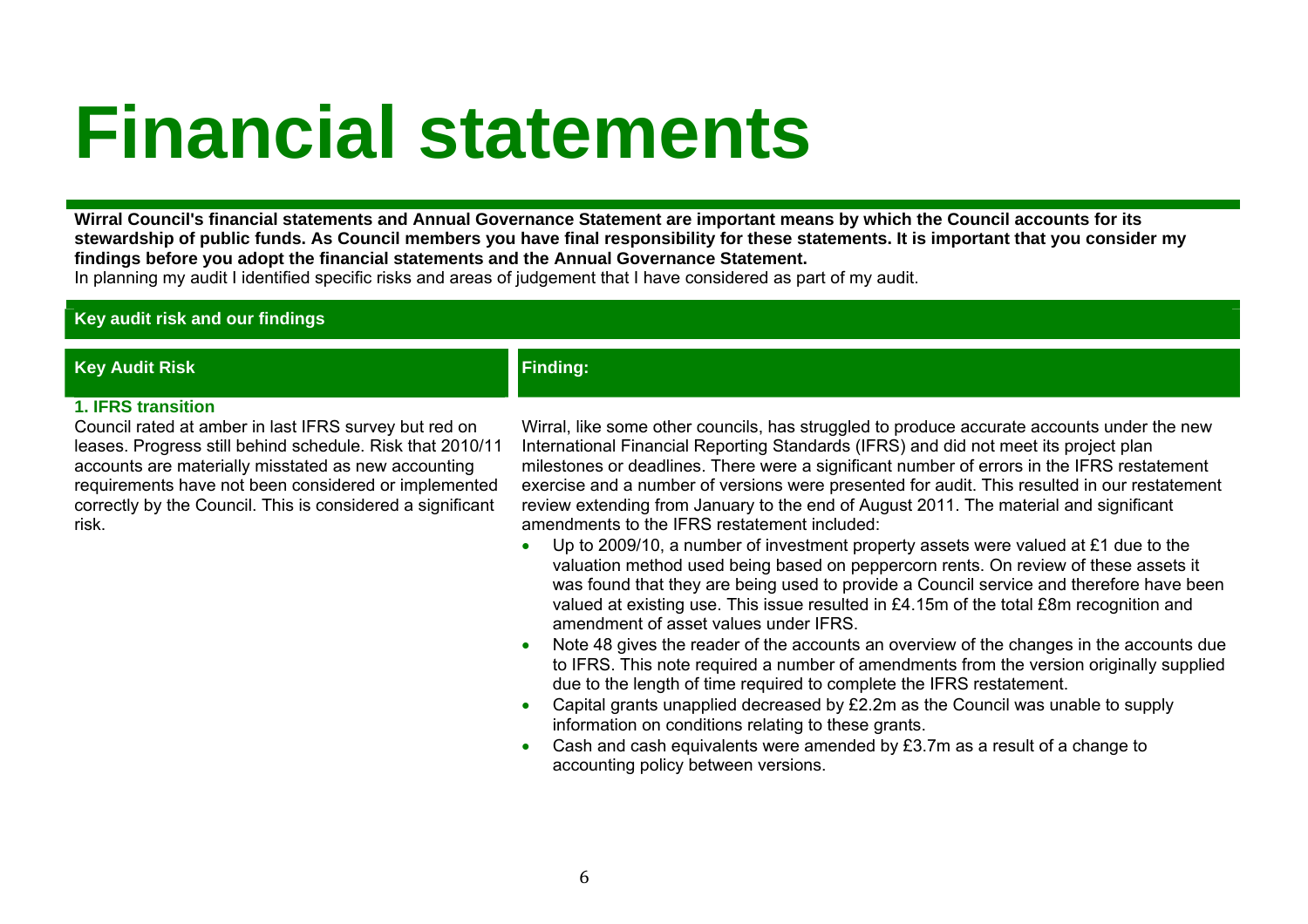# Financial statements

**Wirral Council's financial statements and Annual Governance Statement are important means by which the Council accounts for its stewardship of public funds. As Council members you have final responsibility for these statements. It is important that you consider my findings before you adopt the financial statements and the Annual Governance Statement.**

In planning my audit I identified specific risks and areas of judgement that I have considered as part of my audit.

## Key audit risk and our findings

| Key Audit Risk | Finding: |
|---|---|
| **1. IFRS transition**<br>Council rated at amber in last IFRS survey but red on leases. Progress still behind schedule. Risk that 2010/11 accounts are materially misstated as new accounting requirements have not been considered or implemented correctly by the Council. This is considered a significant risk. | Wirral, like some other councils, has struggled to produce accurate accounts under the new International Financial Reporting Standards (IFRS) and did not meet its project plan milestones or deadlines. There were a significant number of errors in the IFRS restatement exercise and a number of versions were presented for audit. This resulted in our restatement review extending from January to the end of August 2011. The material and significant amendments to the IFRS restatement included:<br>• Up to 2009/10, a number of investment property assets were valued at £1 due to the valuation method used being based on peppercorn rents. On review of these assets it was found that they are being used to provide a Council service and therefore have been valued at existing use. This issue resulted in £4.15m of the total £8m recognition and amendment of asset values under IFRS.<br>• Note 48 gives the reader of the accounts an overview of the changes in the accounts due to IFRS. This note required a number of amendments from the version originally supplied due to the length of time required to complete the IFRS restatement.<br>• Capital grants unapplied decreased by £2.2m as the Council was unable to supply information on conditions relating to these grants.<br>• Cash and cash equivalents were amended by £3.7m as a result of a change to accounting policy between versions. |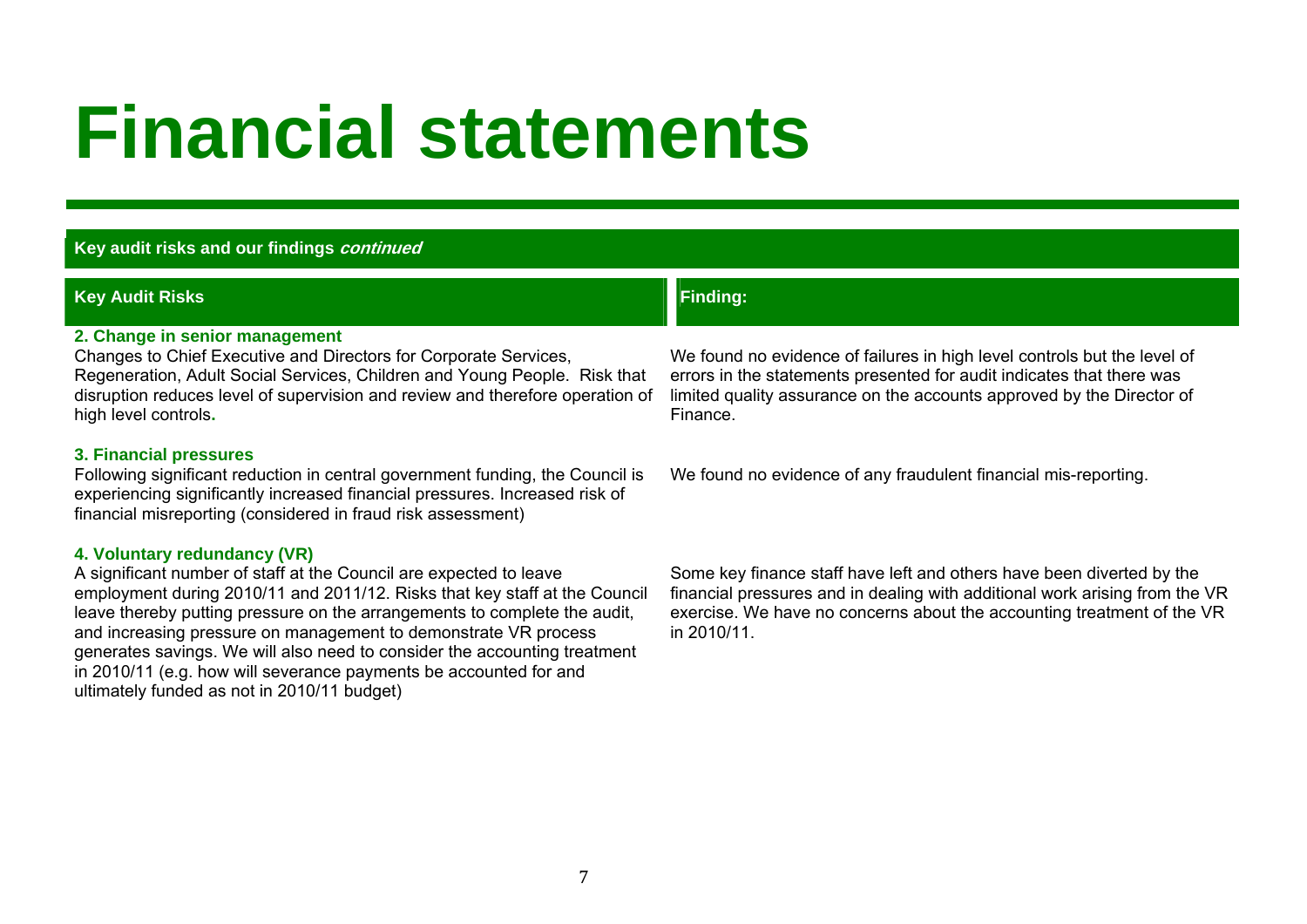# Financial statements

## Key audit risks and our findings *continued*

| Key Audit Risks | Finding: |
| --- | --- |
| **2. Change in senior management**<br>Changes to Chief Executive and Directors for Corporate Services, Regeneration, Adult Social Services, Children and Young People. Risk that disruption reduces level of supervision and review and therefore operation of high level controls. | We found no evidence of failures in high level controls but the level of errors in the statements presented for audit indicates that there was limited quality assurance on the accounts approved by the Director of Finance. |
| **3. Financial pressures**<br>Following significant reduction in central government funding, the Council is experiencing significantly increased financial pressures. Increased risk of financial misreporting (considered in fraud risk assessment) | We found no evidence of any fraudulent financial mis-reporting. |
| **4. Voluntary redundancy (VR)**<br>A significant number of staff at the Council are expected to leave employment during 2010/11 and 2011/12. Risks that key staff at the Council leave thereby putting pressure on the arrangements to complete the audit, and increasing pressure on management to demonstrate VR process generates savings. We will also need to consider the accounting treatment in 2010/11 (e.g. how will severance payments be accounted for and ultimately funded as not in 2010/11 budget) | Some key finance staff have left and others have been diverted by the financial pressures and in dealing with additional work arising from the VR exercise. We have no concerns about the accounting treatment of the VR in 2010/11. |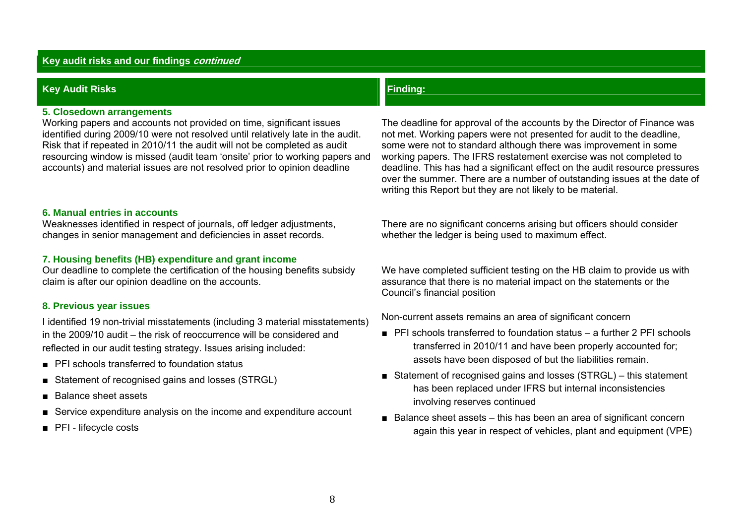## Key audit risks and our findings *continued*

| Key Audit Risks | Finding: |
| --- | --- |
| **5. Closedown arrangements**<br>Working papers and accounts not provided on time, significant issues identified during 2009/10 were not resolved until relatively late in the audit. Risk that if repeated in 2010/11 the audit will not be completed as audit resourcing window is missed (audit team 'onsite' prior to working papers and accounts) and material issues are not resolved prior to opinion deadline | The deadline for approval of the accounts by the Director of Finance was not met. Working papers were not presented for audit to the deadline, some were not to standard although there was improvement in some working papers. The IFRS restatement exercise was not completed to deadline. This has had a significant effect on the audit resource pressures over the summer. There are a number of outstanding issues at the date of writing this Report but they are not likely to be material. |
| **6. Manual entries in accounts**<br>Weaknesses identified in respect of journals, off ledger adjustments, changes in senior management and deficiencies in asset records. | There are no significant concerns arising but officers should consider whether the ledger is being used to maximum effect. |
| **7. Housing benefits (HB) expenditure and grant income**<br>Our deadline to complete the certification of the housing benefits subsidy claim is after our opinion deadline on the accounts. | We have completed sufficient testing on the HB claim to provide us with assurance that there is no material impact on the statements or the Council's financial position |
| **8. Previous year issues**<br>I identified 19 non-trivial misstatements (including 3 material misstatements) in the 2009/10 audit – the risk of reoccurrence will be considered and reflected in our audit testing strategy. Issues arising included:<br>■ PFI schools transferred to foundation status<br>■ Statement of recognised gains and losses (STRGL)<br>■ Balance sheet assets<br>■ Service expenditure analysis on the income and expenditure account<br>■ PFI - lifecycle costs | Non-current assets remains an area of significant concern<br>■ PFI schools transferred to foundation status – a further 2 PFI schools transferred in 2010/11 and have been properly accounted for; assets have been disposed of but the liabilities remain.<br>■ Statement of recognised gains and losses (STRGL) – this statement has been replaced under IFRS but internal inconsistencies involving reserves continued<br>■ Balance sheet assets – this has been an area of significant concern again this year in respect of vehicles, plant and equipment (VPE) |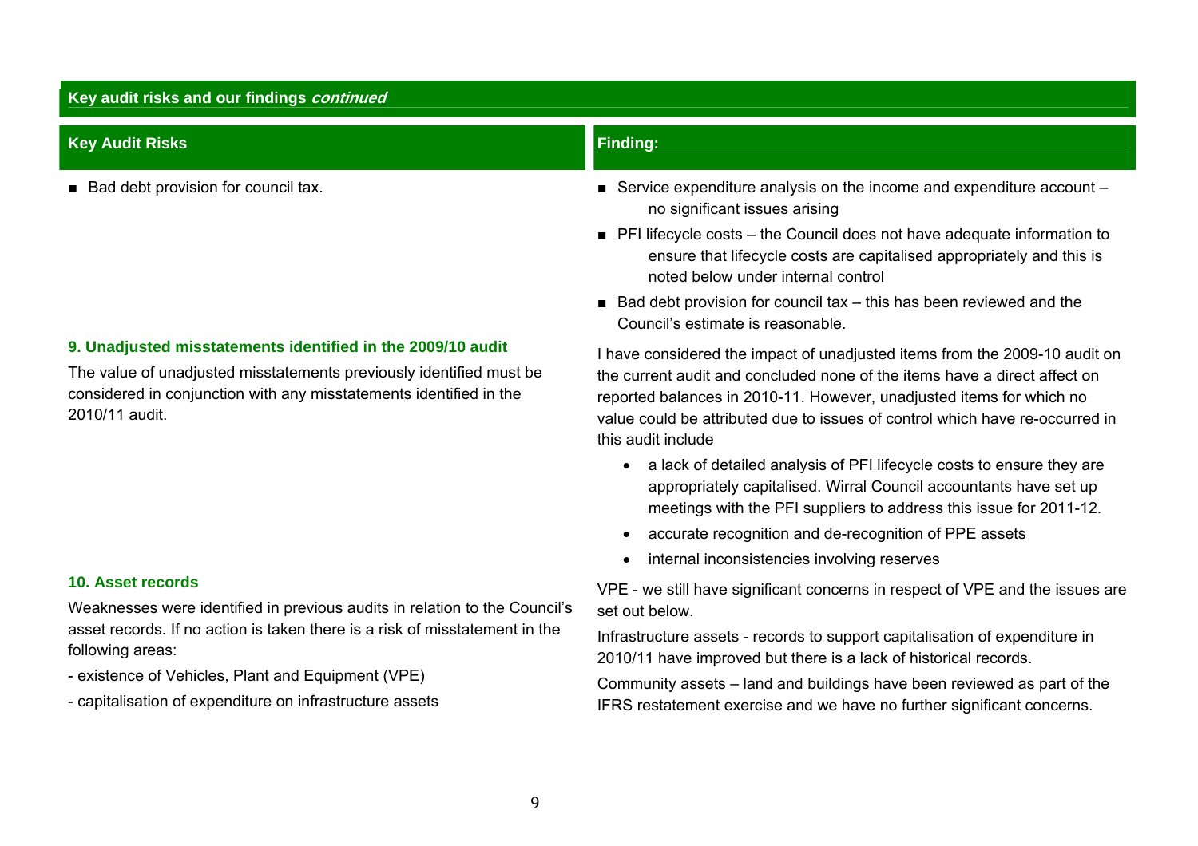## Key audit risks and our findings *continued*

| Key Audit Risks | Finding: |
|---|---|
| ■ Bad debt provision for council tax. | ■ Service expenditure analysis on the income and expenditure account – no significant issues arising<br>■ PFI lifecycle costs – the Council does not have adequate information to ensure that lifecycle costs are capitalised appropriately and this is noted below under internal control<br>■ Bad debt provision for council tax – this has been reviewed and the Council's estimate is reasonable. |
| **9. Unadjusted misstatements identified in the 2009/10 audit**<br>The value of unadjusted misstatements previously identified must be considered in conjunction with any misstatements identified in the 2010/11 audit. | I have considered the impact of unadjusted items from the 2009-10 audit on the current audit and concluded none of the items have a direct affect on reported balances in 2010-11. However, unadjusted items for which no value could be attributed due to issues of control which have re-occurred in this audit include<br>• a lack of detailed analysis of PFI lifecycle costs to ensure they are appropriately capitalised. Wirral Council accountants have set up meetings with the PFI suppliers to address this issue for 2011-12.<br>• accurate recognition and de-recognition of PPE assets<br>• internal inconsistencies involving reserves |
| **10. Asset records**<br>Weaknesses were identified in previous audits in relation to the Council's asset records. If no action is taken there is a risk of misstatement in the following areas:<br>- existence of Vehicles, Plant and Equipment (VPE)<br>- capitalisation of expenditure on infrastructure assets | VPE - we still have significant concerns in respect of VPE and the issues are set out below.<br>Infrastructure assets - records to support capitalisation of expenditure in 2010/11 have improved but there is a lack of historical records.<br>Community assets – land and buildings have been reviewed as part of the IFRS restatement exercise and we have no further significant concerns. |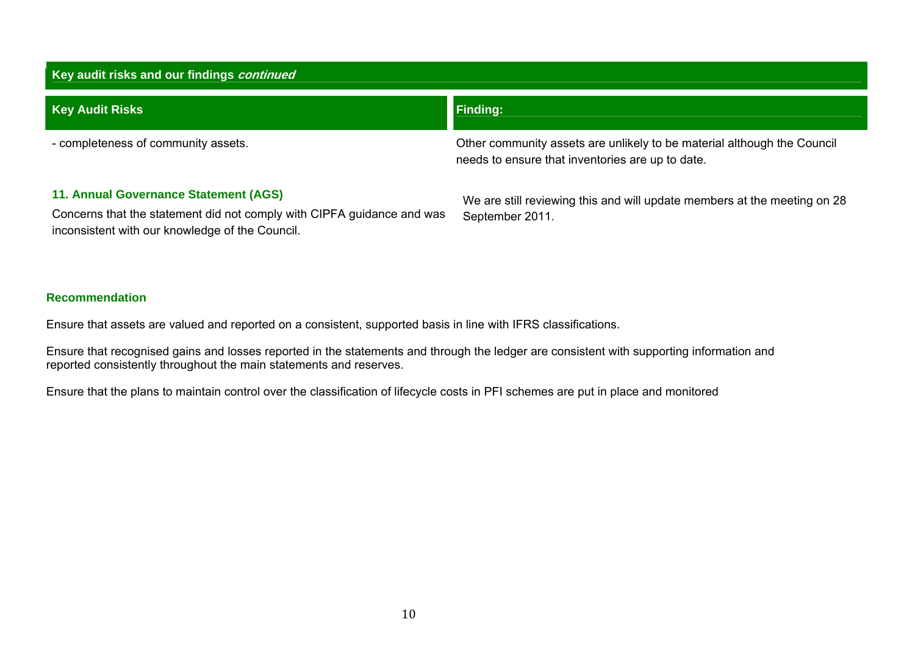## Key audit risks and our findings *continued*

| Key Audit Risks | Finding: |
| --- | --- |
| - completeness of community assets. | Other community assets are unlikely to be material although the Council needs to ensure that inventories are up to date. |
| **11. Annual Governance Statement (AGS)**<br>Concerns that the statement did not comply with CIPFA guidance and was inconsistent with our knowledge of the Council. | We are still reviewing this and will update members at the meeting on 28 September 2011. |

**Recommendation**

Ensure that assets are valued and reported on a consistent, supported basis in line with IFRS classifications.

Ensure that recognised gains and losses reported in the statements and through the ledger are consistent with supporting information and reported consistently throughout the main statements and reserves.

Ensure that the plans to maintain control over the classification of lifecycle costs in PFI schemes are put in place and monitored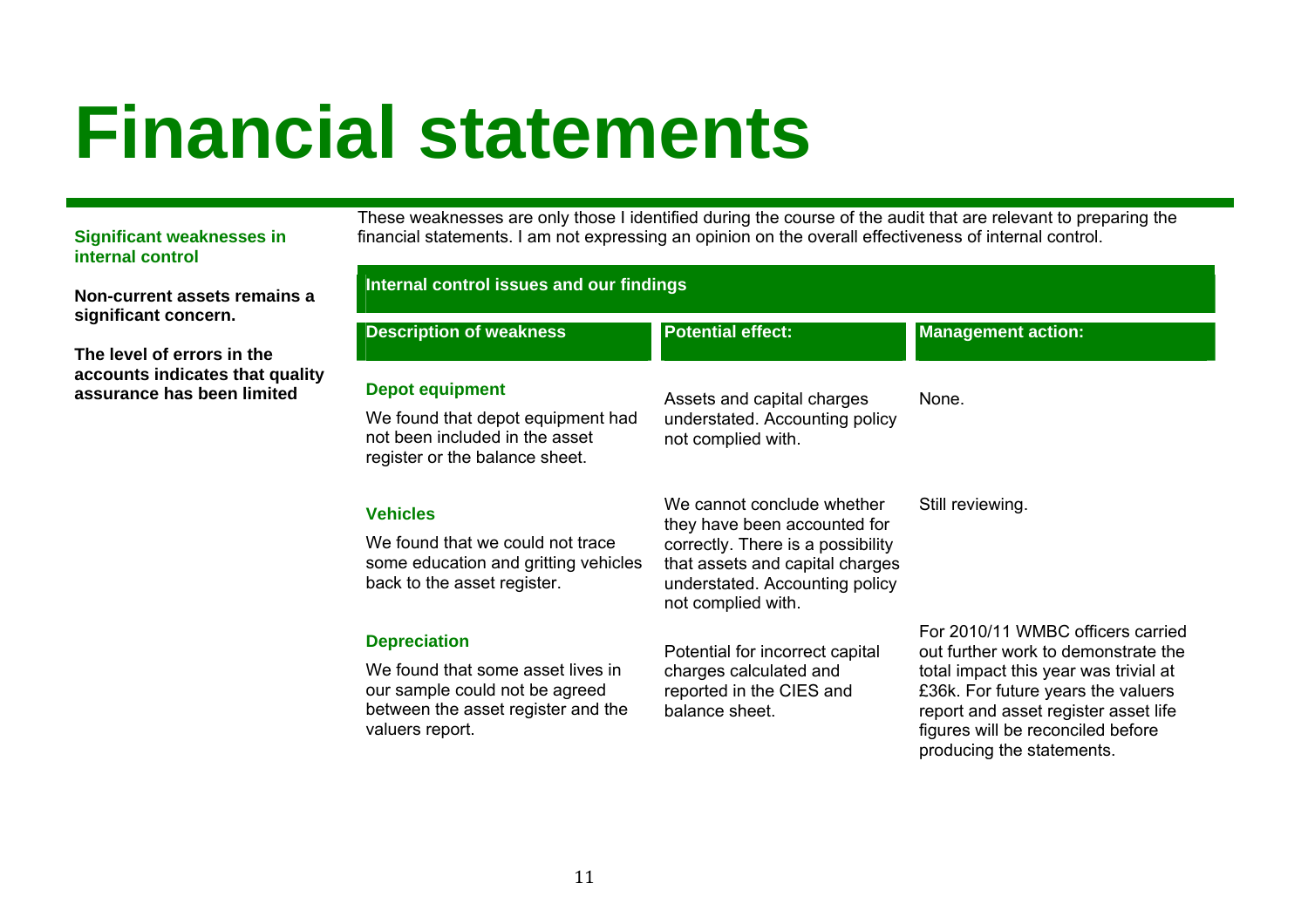# Financial statements

**Significant weaknesses in internal control**

**Non-current assets remains a significant concern.**

**The level of errors in the accounts indicates that quality assurance has been limited**

These weaknesses are only those I identified during the course of the audit that are relevant to preparing the financial statements. I am not expressing an opinion on the overall effectiveness of internal control.

**Internal control issues and our findings**

| Description of weakness | Potential effect: | Management action: |
|---|---|---|
| **Depot equipment**<br>We found that depot equipment had not been included in the asset register or the balance sheet. | Assets and capital charges understated. Accounting policy not complied with. | None. |
| **Vehicles**<br>We found that we could not trace some education and gritting vehicles back to the asset register. | We cannot conclude whether they have been accounted for correctly. There is a possibility that assets and capital charges understated. Accounting policy not complied with. | Still reviewing. |
| **Depreciation**<br>We found that some asset lives in our sample could not be agreed between the asset register and the valuers report. | Potential for incorrect capital charges calculated and reported in the CIES and balance sheet. | For 2010/11 WMBC officers carried out further work to demonstrate the total impact this year was trivial at £36k. For future years the valuers report and asset register asset life figures will be reconciled before producing the statements. |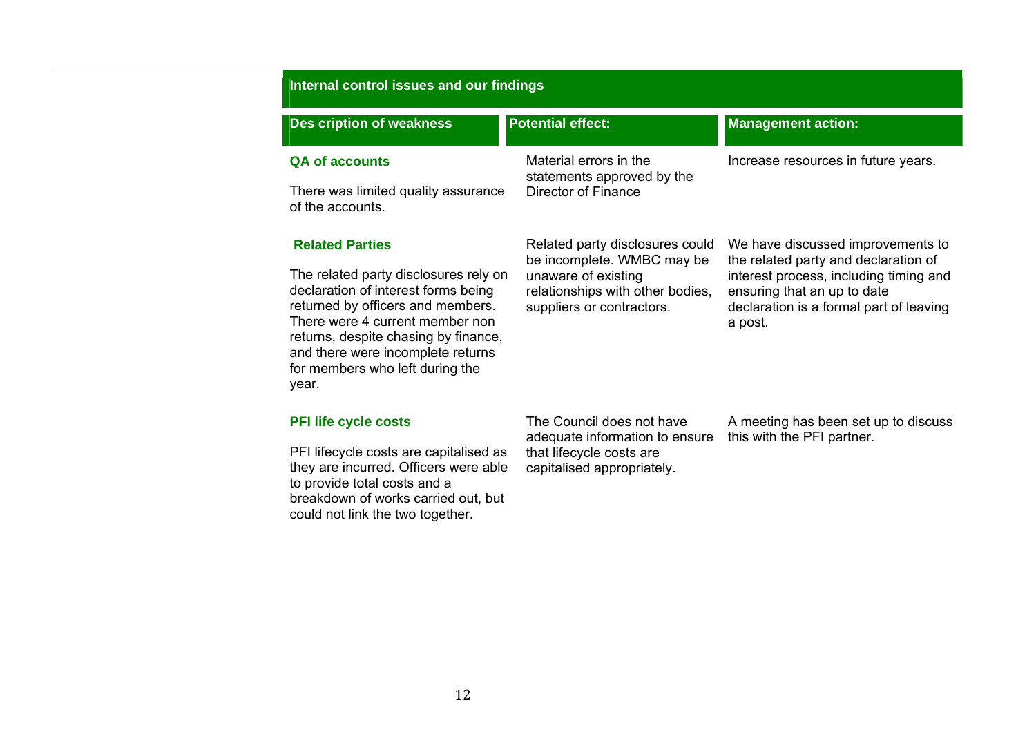## Internal control issues and our findings

| Des cription of weakness | Potential effect: | Management action: |
|---|---|---|
| **QA of accounts**<br><br>There was limited quality assurance of the accounts. | Material errors in the statements approved by the Director of Finance | Increase resources in future years. |
| **Related Parties**<br><br>The related party disclosures rely on declaration of interest forms being returned by officers and members. There were 4 current member non returns, despite chasing by finance, and there were incomplete returns for members who left during the year. | Related party disclosures could be incomplete. WMBC may be unaware of existing relationships with other bodies, suppliers or contractors. | We have discussed improvements to the related party and declaration of interest process, including timing and ensuring that an up to date declaration is a formal part of leaving a post. |
| **PFI life cycle costs**<br><br>PFI lifecycle costs are capitalised as they are incurred. Officers were able to provide total costs and a breakdown of works carried out, but could not link the two together. | The Council does not have adequate information to ensure that lifecycle costs are capitalised appropriately. | A meeting has been set up to discuss this with the PFI partner. |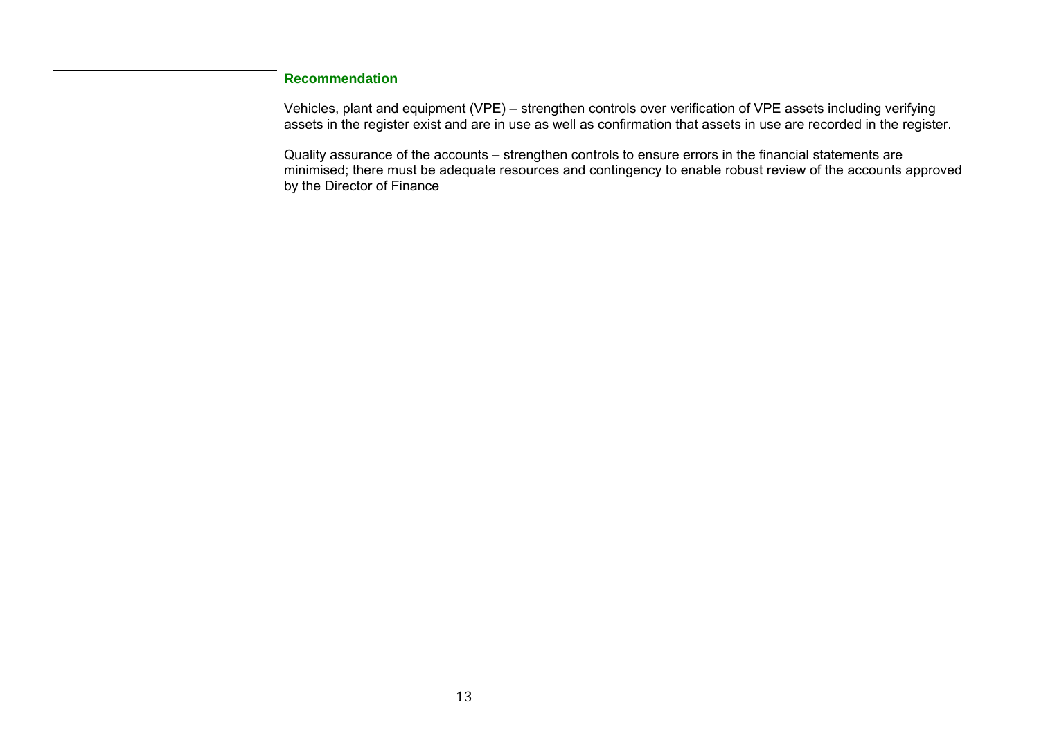**Recommendation**

Vehicles, plant and equipment (VPE) – strengthen controls over verification of VPE assets including verifying assets in the register exist and are in use as well as confirmation that assets in use are recorded in the register.

Quality assurance of the accounts – strengthen controls to ensure errors in the financial statements are minimised; there must be adequate resources and contingency to enable robust review of the accounts approved by the Director of Finance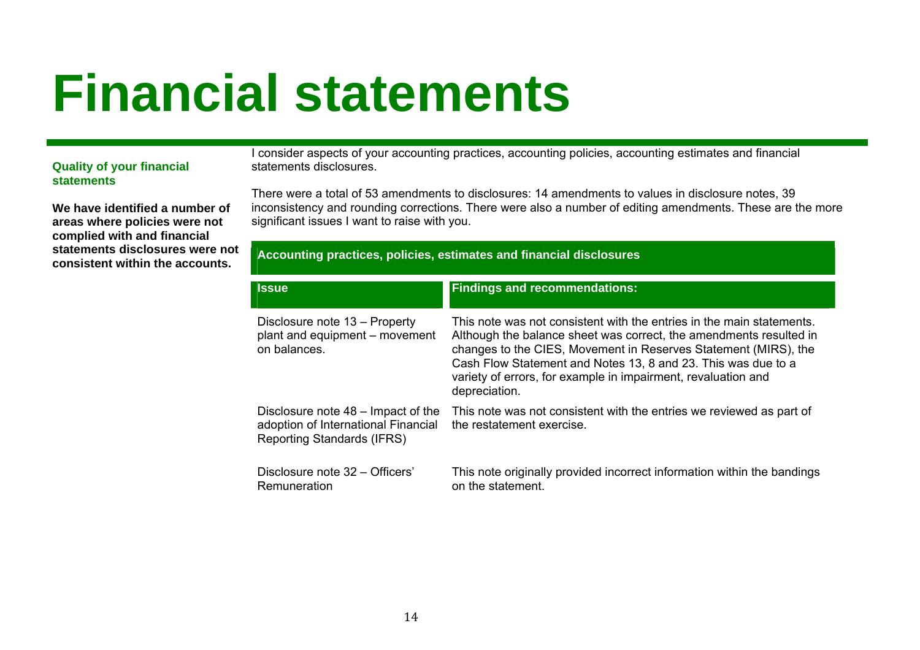# Financial statements

**Quality of your financial statements**

**We have identified a number of areas where policies were not complied with and financial statements disclosures were not consistent within the accounts.**

I consider aspects of your accounting practices, accounting policies, accounting estimates and financial statements disclosures.

There were a total of 53 amendments to disclosures: 14 amendments to values in disclosure notes, 39 inconsistency and rounding corrections. There were also a number of editing amendments. These are the more significant issues I want to raise with you.

**Accounting practices, policies, estimates and financial disclosures**

| Issue | Findings and recommendations: |
|---|---|
| Disclosure note 13 – Property plant and equipment – movement on balances. | This note was not consistent with the entries in the main statements. Although the balance sheet was correct, the amendments resulted in changes to the CIES, Movement in Reserves Statement (MIRS), the Cash Flow Statement and Notes 13, 8 and 23. This was due to a variety of errors, for example in impairment, revaluation and depreciation. |
| Disclosure note 48 – Impact of the adoption of International Financial Reporting Standards (IFRS) | This note was not consistent with the entries we reviewed as part of the restatement exercise. |
| Disclosure note 32 – Officers' Remuneration | This note originally provided incorrect information within the bandings on the statement. |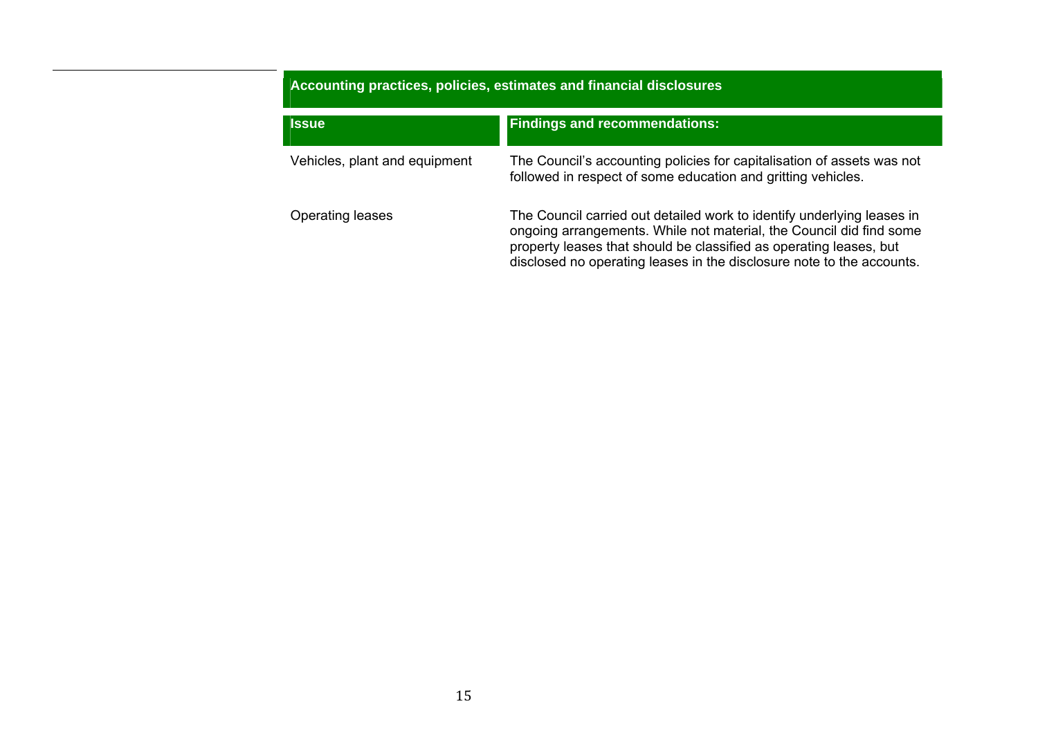## Accounting practices, policies, estimates and financial disclosures

| Issue | Findings and recommendations: |
| --- | --- |
| Vehicles, plant and equipment | The Council's accounting policies for capitalisation of assets was not followed in respect of some education and gritting vehicles. |
| Operating leases | The Council carried out detailed work to identify underlying leases in ongoing arrangements. While not material, the Council did find some property leases that should be classified as operating leases, but disclosed no operating leases in the disclosure note to the accounts. |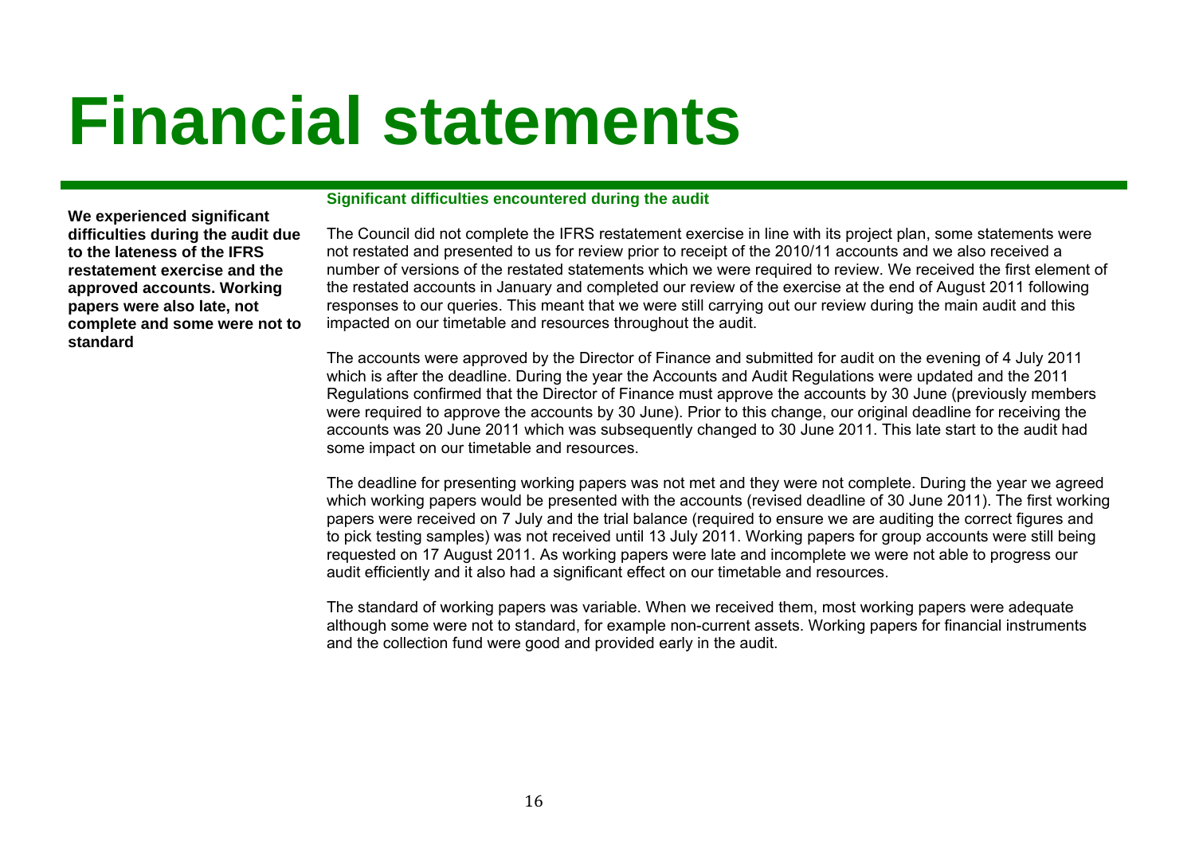# Financial statements

**We experienced significant difficulties during the audit due to the lateness of the IFRS restatement exercise and the approved accounts. Working papers were also late, not complete and some were not to standard**

### Significant difficulties encountered during the audit

The Council did not complete the IFRS restatement exercise in line with its project plan, some statements were not restated and presented to us for review prior to receipt of the 2010/11 accounts and we also received a number of versions of the restated statements which we were required to review. We received the first element of the restated accounts in January and completed our review of the exercise at the end of August 2011 following responses to our queries. This meant that we were still carrying out our review during the main audit and this impacted on our timetable and resources throughout the audit.

The accounts were approved by the Director of Finance and submitted for audit on the evening of 4 July 2011 which is after the deadline. During the year the Accounts and Audit Regulations were updated and the 2011 Regulations confirmed that the Director of Finance must approve the accounts by 30 June (previously members were required to approve the accounts by 30 June). Prior to this change, our original deadline for receiving the accounts was 20 June 2011 which was subsequently changed to 30 June 2011. This late start to the audit had some impact on our timetable and resources.

The deadline for presenting working papers was not met and they were not complete. During the year we agreed which working papers would be presented with the accounts (revised deadline of 30 June 2011). The first working papers were received on 7 July and the trial balance (required to ensure we are auditing the correct figures and to pick testing samples) was not received until 13 July 2011. Working papers for group accounts were still being requested on 17 August 2011. As working papers were late and incomplete we were not able to progress our audit efficiently and it also had a significant effect on our timetable and resources.

The standard of working papers was variable. When we received them, most working papers were adequate although some were not to standard, for example non-current assets. Working papers for financial instruments and the collection fund were good and provided early in the audit.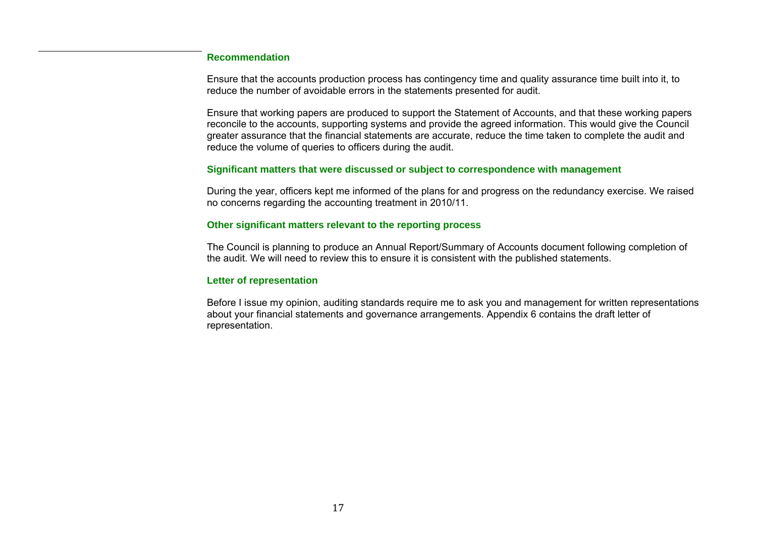### Recommendation

Ensure that the accounts production process has contingency time and quality assurance time built into it, to reduce the number of avoidable errors in the statements presented for audit.

Ensure that working papers are produced to support the Statement of Accounts, and that these working papers reconcile to the accounts, supporting systems and provide the agreed information. This would give the Council greater assurance that the financial statements are accurate, reduce the time taken to complete the audit and reduce the volume of queries to officers during the audit.

### Significant matters that were discussed or subject to correspondence with management

During the year, officers kept me informed of the plans for and progress on the redundancy exercise. We raised no concerns regarding the accounting treatment in 2010/11.

### Other significant matters relevant to the reporting process

The Council is planning to produce an Annual Report/Summary of Accounts document following completion of the audit. We will need to review this to ensure it is consistent with the published statements.

### Letter of representation

Before I issue my opinion, auditing standards require me to ask you and management for written representations about your financial statements and governance arrangements. Appendix 6 contains the draft letter of representation.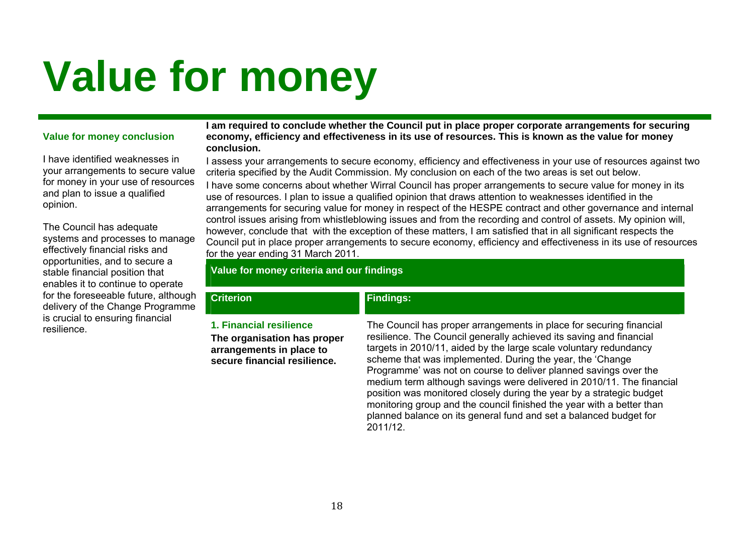# Value for money

### Value for money conclusion

I have identified weaknesses in your arrangements to secure value for money in your use of resources and plan to issue a qualified opinion.

The Council has adequate systems and processes to manage effectively financial risks and opportunities, and to secure a stable financial position that enables it to continue to operate for the foreseeable future, although delivery of the Change Programme is crucial to ensuring financial resilience.

**I am required to conclude whether the Council put in place proper corporate arrangements for securing economy, efficiency and effectiveness in its use of resources. This is known as the value for money conclusion.**

I assess your arrangements to secure economy, efficiency and effectiveness in your use of resources against two criteria specified by the Audit Commission. My conclusion on each of the two areas is set out below.

I have some concerns about whether Wirral Council has proper arrangements to secure value for money in its use of resources. I plan to issue a qualified opinion that draws attention to weaknesses identified in the arrangements for securing value for money in respect of the HESPE contract and other governance and internal control issues arising from whistleblowing issues and from the recording and control of assets. My opinion will, however, conclude that with the exception of these matters, I am satisfied that in all significant respects the Council put in place proper arrangements to secure economy, efficiency and effectiveness in its use of resources for the year ending 31 March 2011.

**Value for money criteria and our findings**

| Criterion | Findings: |
|---|---|
| **1. Financial resilience** **The organisation has proper arrangements in place to secure financial resilience.** | The Council has proper arrangements in place for securing financial resilience. The Council generally achieved its saving and financial targets in 2010/11, aided by the large scale voluntary redundancy scheme that was implemented. During the year, the 'Change Programme' was not on course to deliver planned savings over the medium term although savings were delivered in 2010/11. The financial position was monitored closely during the year by a strategic budget monitoring group and the council finished the year with a better than planned balance on its general fund and set a balanced budget for 2011/12. |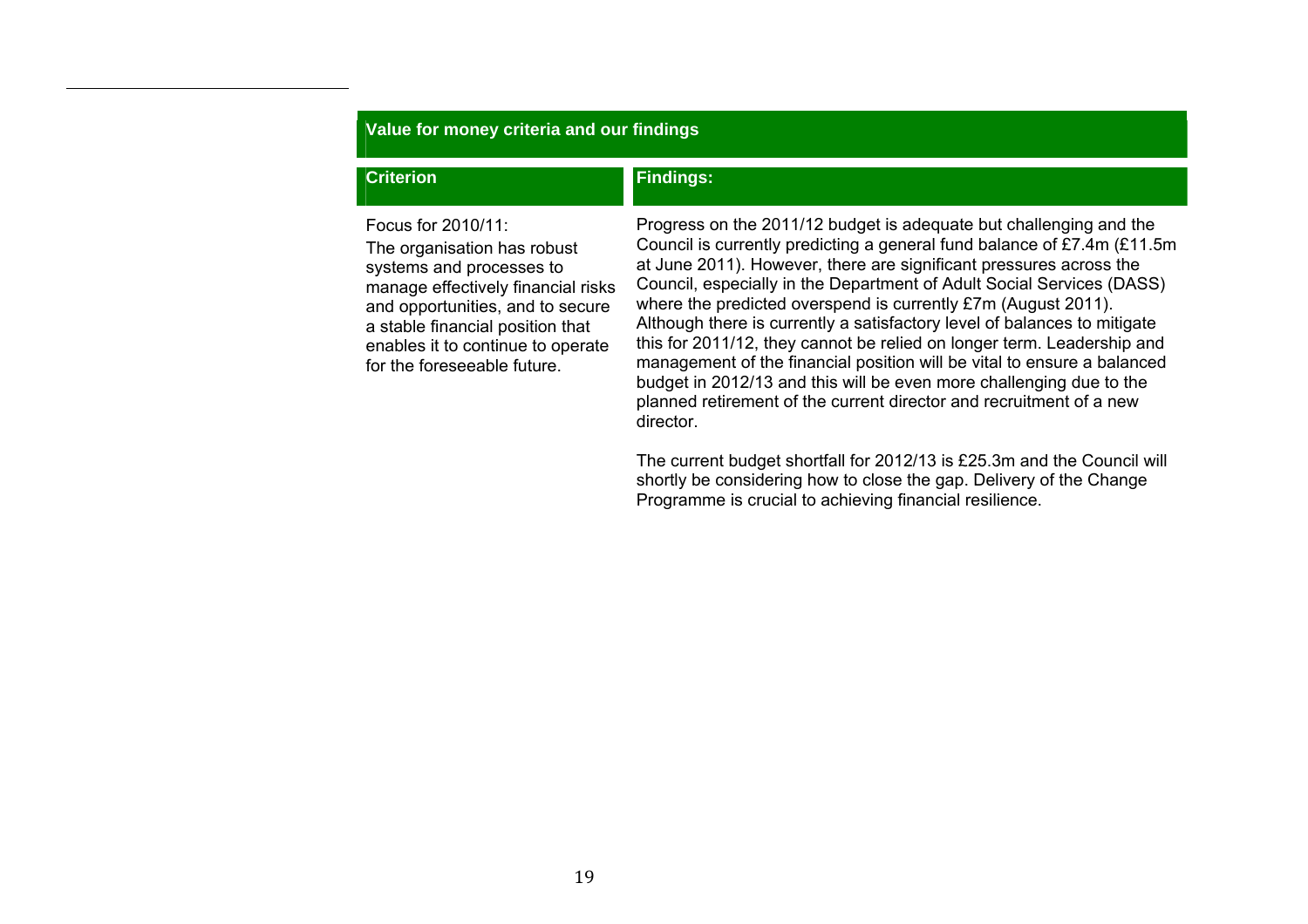## Value for money criteria and our findings

| Criterion | Findings: |
| --- | --- |
| Focus for 2010/11:<br>The organisation has robust systems and processes to manage effectively financial risks and opportunities, and to secure a stable financial position that enables it to continue to operate for the foreseeable future. | Progress on the 2011/12 budget is adequate but challenging and the Council is currently predicting a general fund balance of £7.4m (£11.5m at June 2011). However, there are significant pressures across the Council, especially in the Department of Adult Social Services (DASS) where the predicted overspend is currently £7m (August 2011). Although there is currently a satisfactory level of balances to mitigate this for 2011/12, they cannot be relied on longer term. Leadership and management of the financial position will be vital to ensure a balanced budget in 2012/13 and this will be even more challenging due to the planned retirement of the current director and recruitment of a new director.<br><br>The current budget shortfall for 2012/13 is £25.3m and the Council will shortly be considering how to close the gap. Delivery of the Change Programme is crucial to achieving financial resilience. |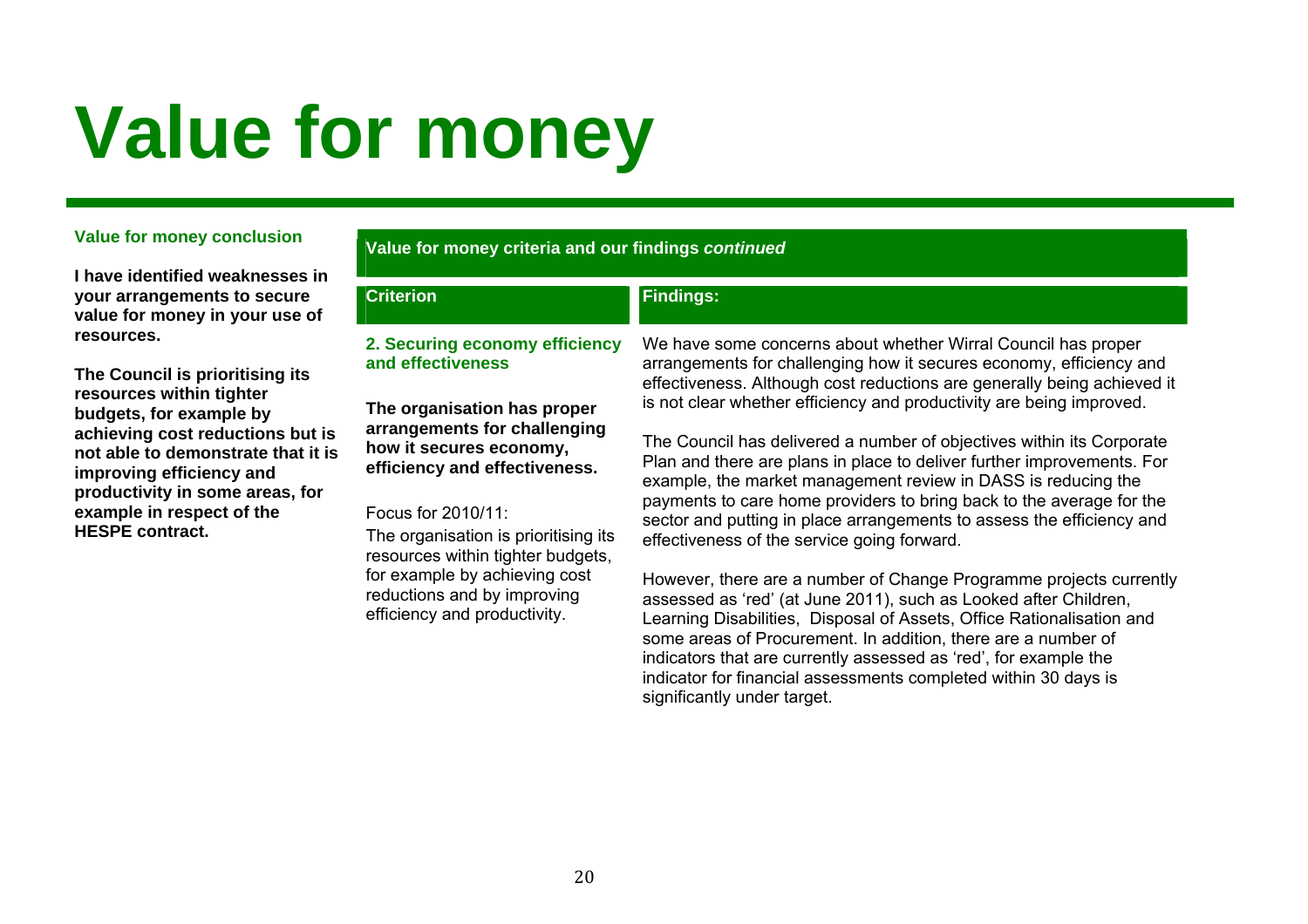# Value for money

### Value for money conclusion

**I have identified weaknesses in your arrangements to secure value for money in your use of resources.**

**The Council is prioritising its resources within tighter budgets, for example by achieving cost reductions but is not able to demonstrate that it is improving efficiency and productivity in some areas, for example in respect of the HESPE contract.**

### Value for money criteria and our findings *continued*

| Criterion | Findings: |
|---|---|
| **2. Securing economy efficiency and effectiveness**<br><br>**The organisation has proper arrangements for challenging how it secures economy, efficiency and effectiveness.**<br><br>Focus for 2010/11:<br>The organisation is prioritising its resources within tighter budgets, for example by achieving cost reductions and by improving efficiency and productivity. | We have some concerns about whether Wirral Council has proper arrangements for challenging how it secures economy, efficiency and effectiveness. Although cost reductions are generally being achieved it is not clear whether efficiency and productivity are being improved.<br><br>The Council has delivered a number of objectives within its Corporate Plan and there are plans in place to deliver further improvements. For example, the market management review in DASS is reducing the payments to care home providers to bring back to the average for the sector and putting in place arrangements to assess the efficiency and effectiveness of the service going forward.<br><br>However, there are a number of Change Programme projects currently assessed as 'red' (at June 2011), such as Looked after Children, Learning Disabilities, Disposal of Assets, Office Rationalisation and some areas of Procurement. In addition, there are a number of indicators that are currently assessed as 'red', for example the indicator for financial assessments completed within 30 days is significantly under target. |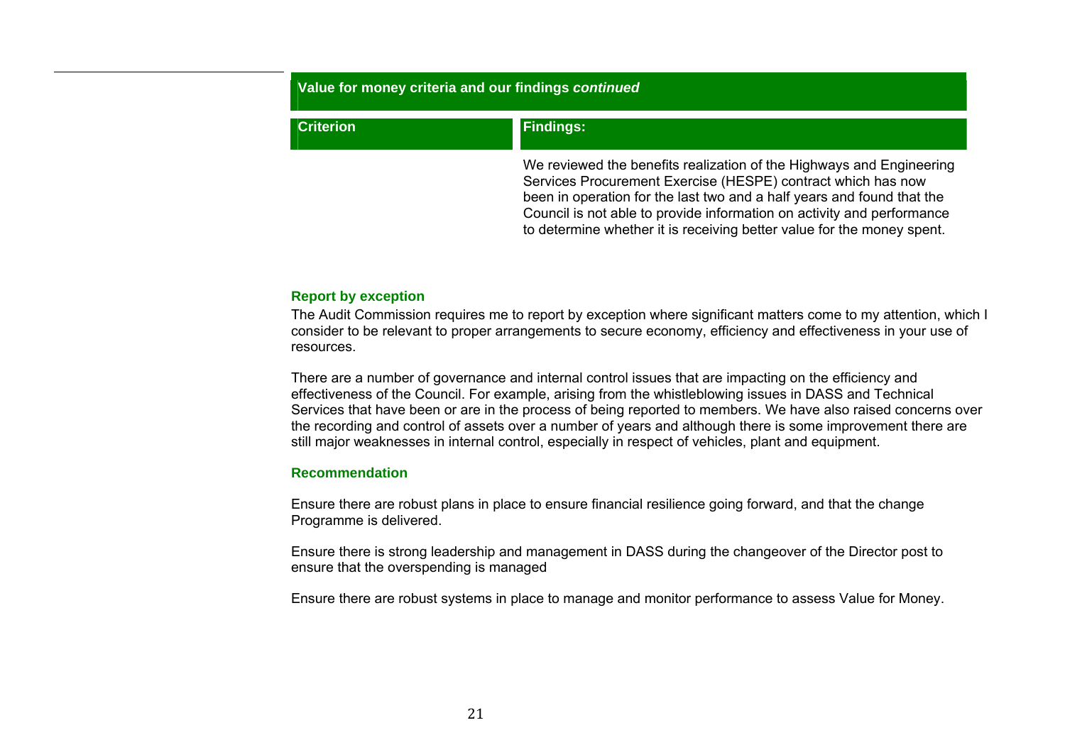**Value for money criteria and our findings *continued***

| Criterion | Findings: |
| --- | --- |
| | We reviewed the benefits realization of the Highways and Engineering Services Procurement Exercise (HESPE) contract which has now been in operation for the last two and a half years and found that the Council is not able to provide information on activity and performance to determine whether it is receiving better value for the money spent. |

### Report by exception

The Audit Commission requires me to report by exception where significant matters come to my attention, which I consider to be relevant to proper arrangements to secure economy, efficiency and effectiveness in your use of resources.

There are a number of governance and internal control issues that are impacting on the efficiency and effectiveness of the Council. For example, arising from the whistleblowing issues in DASS and Technical Services that have been or are in the process of being reported to members. We have also raised concerns over the recording and control of assets over a number of years and although there is some improvement there are still major weaknesses in internal control, especially in respect of vehicles, plant and equipment.

### Recommendation

Ensure there are robust plans in place to ensure financial resilience going forward, and that the change Programme is delivered.

Ensure there is strong leadership and management in DASS during the changeover of the Director post to ensure that the overspending is managed

Ensure there are robust systems in place to manage and monitor performance to assess Value for Money.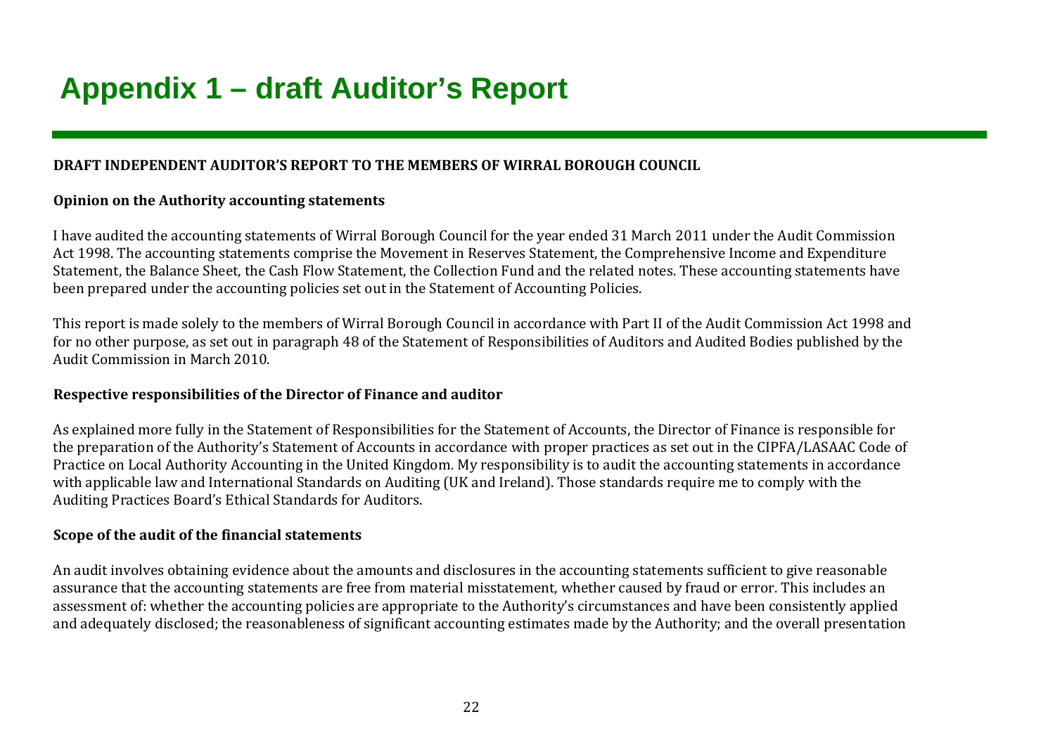# Appendix 1 – draft Auditor's Report

**DRAFT INDEPENDENT AUDITOR'S REPORT TO THE MEMBERS OF WIRRAL BOROUGH COUNCIL**

**Opinion on the Authority accounting statements**

I have audited the accounting statements of Wirral Borough Council for the year ended 31 March 2011 under the Audit Commission Act 1998. The accounting statements comprise the Movement in Reserves Statement, the Comprehensive Income and Expenditure Statement, the Balance Sheet, the Cash Flow Statement, the Collection Fund and the related notes. These accounting statements have been prepared under the accounting policies set out in the Statement of Accounting Policies.

This report is made solely to the members of Wirral Borough Council in accordance with Part II of the Audit Commission Act 1998 and for no other purpose, as set out in paragraph 48 of the Statement of Responsibilities of Auditors and Audited Bodies published by the Audit Commission in March 2010.

**Respective responsibilities of the Director of Finance and auditor**

As explained more fully in the Statement of Responsibilities for the Statement of Accounts, the Director of Finance is responsible for the preparation of the Authority's Statement of Accounts in accordance with proper practices as set out in the CIPFA/LASAAC Code of Practice on Local Authority Accounting in the United Kingdom. My responsibility is to audit the accounting statements in accordance with applicable law and International Standards on Auditing (UK and Ireland). Those standards require me to comply with the Auditing Practices Board's Ethical Standards for Auditors.

**Scope of the audit of the financial statements**

An audit involves obtaining evidence about the amounts and disclosures in the accounting statements sufficient to give reasonable assurance that the accounting statements are free from material misstatement, whether caused by fraud or error. This includes an assessment of: whether the accounting policies are appropriate to the Authority's circumstances and have been consistently applied and adequately disclosed; the reasonableness of significant accounting estimates made by the Authority; and the overall presentation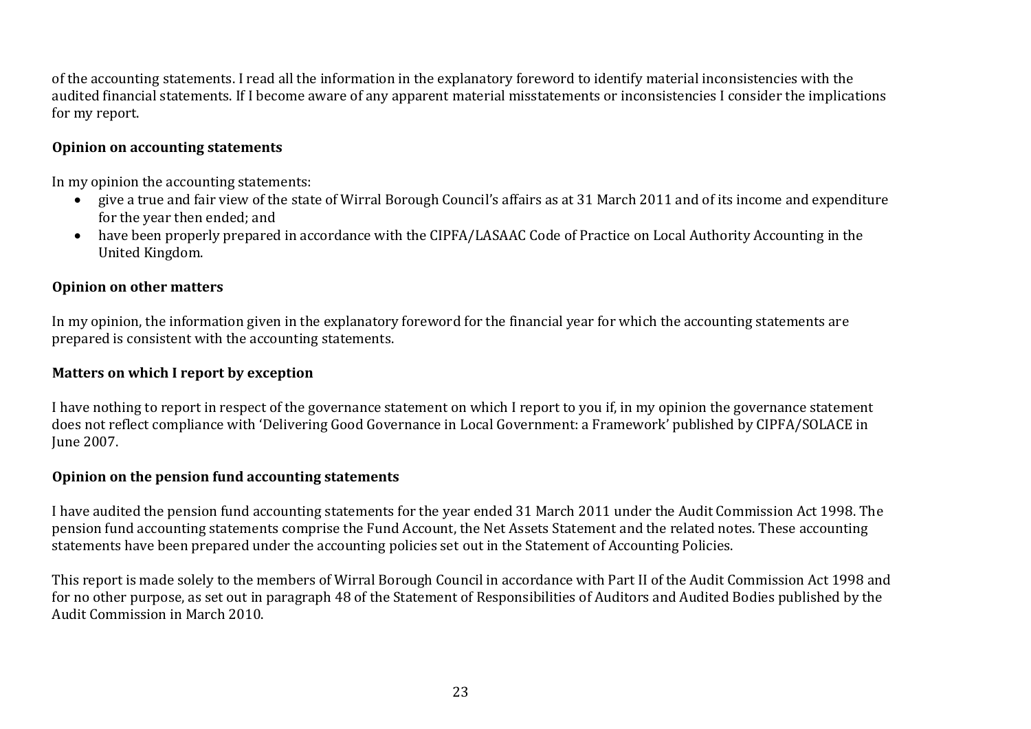of the accounting statements. I read all the information in the explanatory foreword to identify material inconsistencies with the audited financial statements. If I become aware of any apparent material misstatements or inconsistencies I consider the implications for my report.

**Opinion on accounting statements**

In my opinion the accounting statements:

- give a true and fair view of the state of Wirral Borough Council's affairs as at 31 March 2011 and of its income and expenditure for the year then ended; and
- have been properly prepared in accordance with the CIPFA/LASAAC Code of Practice on Local Authority Accounting in the United Kingdom.

**Opinion on other matters**

In my opinion, the information given in the explanatory foreword for the financial year for which the accounting statements are prepared is consistent with the accounting statements.

**Matters on which I report by exception**

I have nothing to report in respect of the governance statement on which I report to you if, in my opinion the governance statement does not reflect compliance with 'Delivering Good Governance in Local Government: a Framework' published by CIPFA/SOLACE in June 2007.

**Opinion on the pension fund accounting statements**

I have audited the pension fund accounting statements for the year ended 31 March 2011 under the Audit Commission Act 1998. The pension fund accounting statements comprise the Fund Account, the Net Assets Statement and the related notes. These accounting statements have been prepared under the accounting policies set out in the Statement of Accounting Policies.

This report is made solely to the members of Wirral Borough Council in accordance with Part II of the Audit Commission Act 1998 and for no other purpose, as set out in paragraph 48 of the Statement of Responsibilities of Auditors and Audited Bodies published by the Audit Commission in March 2010.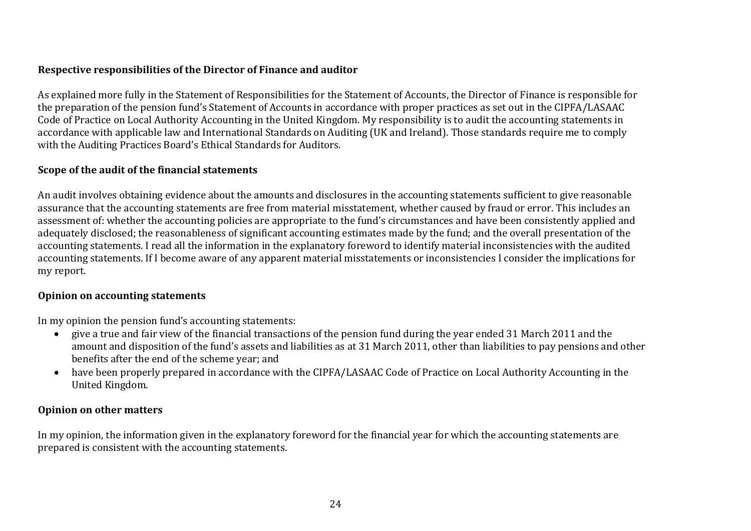**Respective responsibilities of the Director of Finance and auditor**

As explained more fully in the Statement of Responsibilities for the Statement of Accounts, the Director of Finance is responsible for the preparation of the pension fund's Statement of Accounts in accordance with proper practices as set out in the CIPFA/LASAAC Code of Practice on Local Authority Accounting in the United Kingdom. My responsibility is to audit the accounting statements in accordance with applicable law and International Standards on Auditing (UK and Ireland). Those standards require me to comply with the Auditing Practices Board's Ethical Standards for Auditors.

**Scope of the audit of the financial statements**

An audit involves obtaining evidence about the amounts and disclosures in the accounting statements sufficient to give reasonable assurance that the accounting statements are free from material misstatement, whether caused by fraud or error. This includes an assessment of: whether the accounting policies are appropriate to the fund's circumstances and have been consistently applied and adequately disclosed; the reasonableness of significant accounting estimates made by the fund; and the overall presentation of the accounting statements. I read all the information in the explanatory foreword to identify material inconsistencies with the audited accounting statements. If I become aware of any apparent material misstatements or inconsistencies I consider the implications for my report.

**Opinion on accounting statements**

In my opinion the pension fund's accounting statements:

- give a true and fair view of the financial transactions of the pension fund during the year ended 31 March 2011 and the amount and disposition of the fund's assets and liabilities as at 31 March 2011, other than liabilities to pay pensions and other benefits after the end of the scheme year; and
- have been properly prepared in accordance with the CIPFA/LASAAC Code of Practice on Local Authority Accounting in the United Kingdom.

**Opinion on other matters**

In my opinion, the information given in the explanatory foreword for the financial year for which the accounting statements are prepared is consistent with the accounting statements.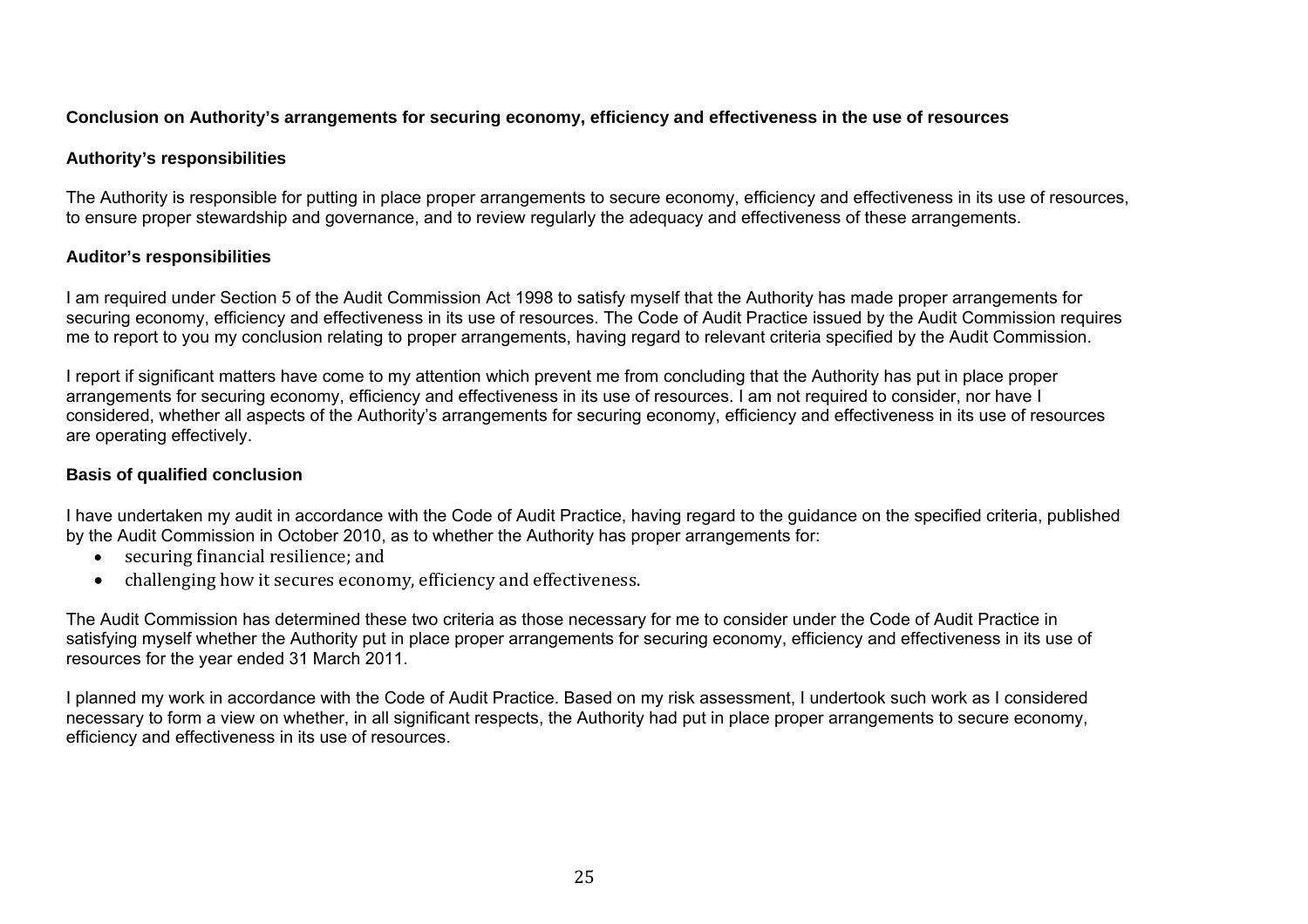### Conclusion on Authority's arrangements for securing economy, efficiency and effectiveness in the use of resources

#### Authority's responsibilities

The Authority is responsible for putting in place proper arrangements to secure economy, efficiency and effectiveness in its use of resources, to ensure proper stewardship and governance, and to review regularly the adequacy and effectiveness of these arrangements.

#### Auditor's responsibilities

I am required under Section 5 of the Audit Commission Act 1998 to satisfy myself that the Authority has made proper arrangements for securing economy, efficiency and effectiveness in its use of resources. The Code of Audit Practice issued by the Audit Commission requires me to report to you my conclusion relating to proper arrangements, having regard to relevant criteria specified by the Audit Commission.

I report if significant matters have come to my attention which prevent me from concluding that the Authority has put in place proper arrangements for securing economy, efficiency and effectiveness in its use of resources. I am not required to consider, nor have I considered, whether all aspects of the Authority's arrangements for securing economy, efficiency and effectiveness in its use of resources are operating effectively.

#### Basis of qualified conclusion

I have undertaken my audit in accordance with the Code of Audit Practice, having regard to the guidance on the specified criteria, published by the Audit Commission in October 2010, as to whether the Authority has proper arrangements for:

- securing financial resilience; and
- challenging how it secures economy, efficiency and effectiveness.

The Audit Commission has determined these two criteria as those necessary for me to consider under the Code of Audit Practice in satisfying myself whether the Authority put in place proper arrangements for securing economy, efficiency and effectiveness in its use of resources for the year ended 31 March 2011.

I planned my work in accordance with the Code of Audit Practice. Based on my risk assessment, I undertook such work as I considered necessary to form a view on whether, in all significant respects, the Authority had put in place proper arrangements to secure economy, efficiency and effectiveness in its use of resources.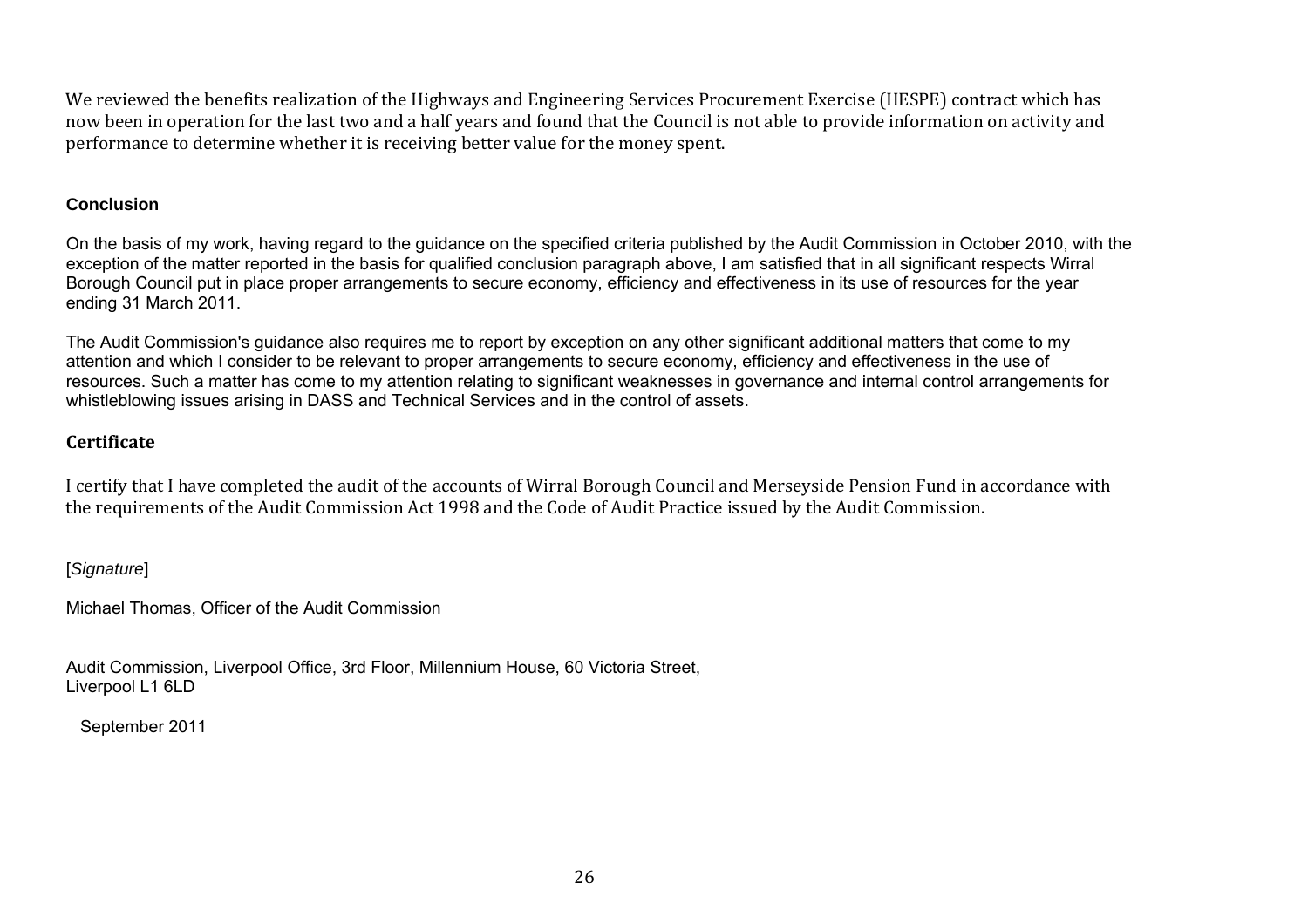We reviewed the benefits realization of the Highways and Engineering Services Procurement Exercise (HESPE) contract which has now been in operation for the last two and a half years and found that the Council is not able to provide information on activity and performance to determine whether it is receiving better value for the money spent.

### Conclusion

On the basis of my work, having regard to the guidance on the specified criteria published by the Audit Commission in October 2010, with the exception of the matter reported in the basis for qualified conclusion paragraph above, I am satisfied that in all significant respects Wirral Borough Council put in place proper arrangements to secure economy, efficiency and effectiveness in its use of resources for the year ending 31 March 2011.

The Audit Commission's guidance also requires me to report by exception on any other significant additional matters that come to my attention and which I consider to be relevant to proper arrangements to secure economy, efficiency and effectiveness in the use of resources. Such a matter has come to my attention relating to significant weaknesses in governance and internal control arrangements for whistleblowing issues arising in DASS and Technical Services and in the control of assets.

### Certificate

I certify that I have completed the audit of the accounts of Wirral Borough Council and Merseyside Pension Fund in accordance with the requirements of the Audit Commission Act 1998 and the Code of Audit Practice issued by the Audit Commission.

[*Signature*]

Michael Thomas, Officer of the Audit Commission

Audit Commission, Liverpool Office, 3rd Floor, Millennium House, 60 Victoria Street,
Liverpool L1 6LD

September 2011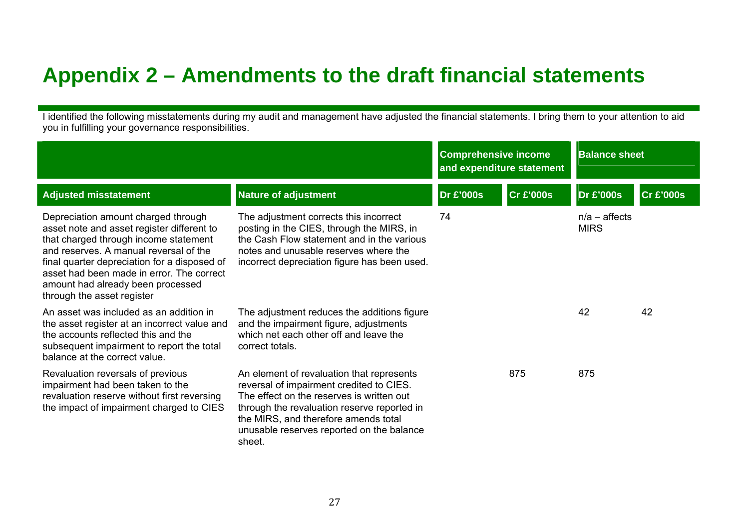# Appendix 2 – Amendments to the draft financial statements

I identified the following misstatements during my audit and management have adjusted the financial statements. I bring them to your attention to aid you in fulfilling your governance responsibilities.

| | | Comprehensive income and expenditure statement | | Balance sheet | |
|---|---|---|---|---|---|
| **Adjusted misstatement** | **Nature of adjustment** | **Dr £'000s** | **Cr £'000s** | **Dr £'000s** | **Cr £'000s** |
| Depreciation amount charged through asset note and asset register different to that charged through income statement and reserves. A manual reversal of the final quarter depreciation for a disposed of asset had been made in error. The correct amount had already been processed through the asset register | The adjustment corrects this incorrect posting in the CIES, through the MIRS, in the Cash Flow statement and in the various notes and unusable reserves where the incorrect depreciation figure has been used. | 74 | | n/a – affects MIRS | |
| An asset was included as an addition in the asset register at an incorrect value and the accounts reflected this and the subsequent impairment to report the total balance at the correct value. | The adjustment reduces the additions figure and the impairment figure, adjustments which net each other off and leave the correct totals. | | | 42 | 42 |
| Revaluation reversals of previous impairment had been taken to the revaluation reserve without first reversing the impact of impairment charged to CIES | An element of revaluation that represents reversal of impairment credited to CIES. The effect on the reserves is written out through the revaluation reserve reported in the MIRS, and therefore amends total unusable reserves reported on the balance sheet. | | 875 | 875 | |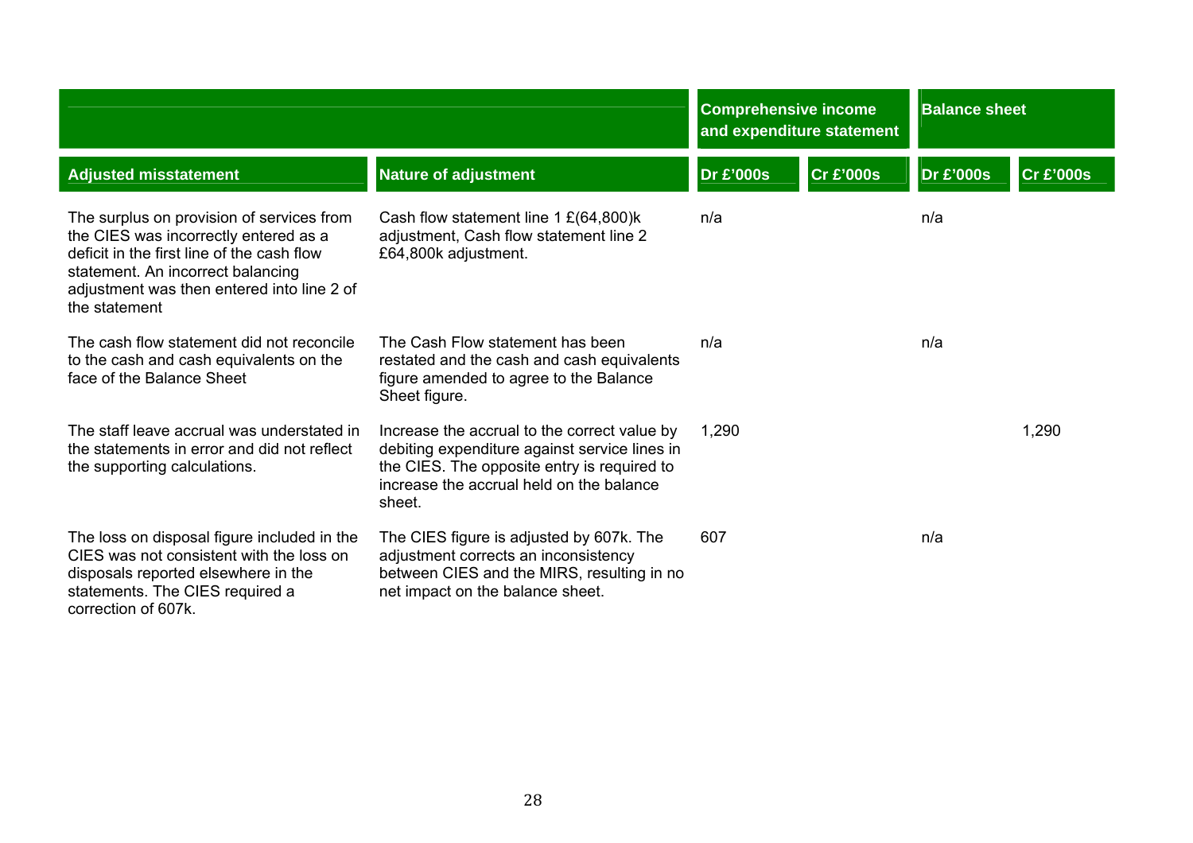| Adjusted misstatement | Nature of adjustment | Comprehensive income and expenditure statement | | Balance sheet | |
|---|---|---|---|---|---|
| | | Dr £'000s | Cr £'000s | Dr £'000s | Cr £'000s |
| The surplus on provision of services from the CIES was incorrectly entered as a deficit in the first line of the cash flow statement. An incorrect balancing adjustment was then entered into line 2 of the statement | Cash flow statement line 1 £(64,800)k adjustment, Cash flow statement line 2 £64,800k adjustment. | n/a | | n/a | |
| The cash flow statement did not reconcile to the cash and cash equivalents on the face of the Balance Sheet | The Cash Flow statement has been restated and the cash and cash equivalents figure amended to agree to the Balance Sheet figure. | n/a | | n/a | |
| The staff leave accrual was understated in the statements in error and did not reflect the supporting calculations. | Increase the accrual to the correct value by debiting expenditure against service lines in the CIES. The opposite entry is required to increase the accrual held on the balance sheet. | 1,290 | | | 1,290 |
| The loss on disposal figure included in the CIES was not consistent with the loss on disposals reported elsewhere in the statements. The CIES required a correction of 607k. | The CIES figure is adjusted by 607k. The adjustment corrects an inconsistency between CIES and the MIRS, resulting in no net impact on the balance sheet. | 607 | | n/a | |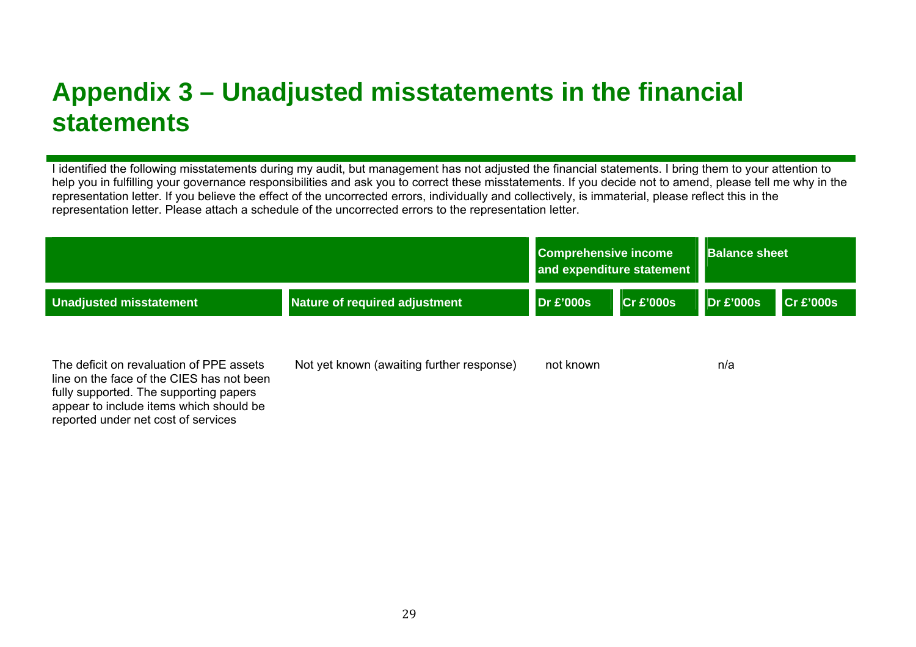# Appendix 3 – Unadjusted misstatements in the financial statements

I identified the following misstatements during my audit, but management has not adjusted the financial statements. I bring them to your attention to help you in fulfilling your governance responsibilities and ask you to correct these misstatements. If you decide not to amend, please tell me why in the representation letter. If you believe the effect of the uncorrected errors, individually and collectively, is immaterial, please reflect this in the representation letter. Please attach a schedule of the uncorrected errors to the representation letter.

| | | Comprehensive income and expenditure statement | | Balance sheet | |
|---|---|---|---|---|---|
| **Unadjusted misstatement** | **Nature of required adjustment** | **Dr £'000s** | **Cr £'000s** | **Dr £'000s** | **Cr £'000s** |
| The deficit on revaluation of PPE assets line on the face of the CIES has not been fully supported. The supporting papers appear to include items which should be reported under net cost of services | Not yet known (awaiting further response) | not known | | n/a | |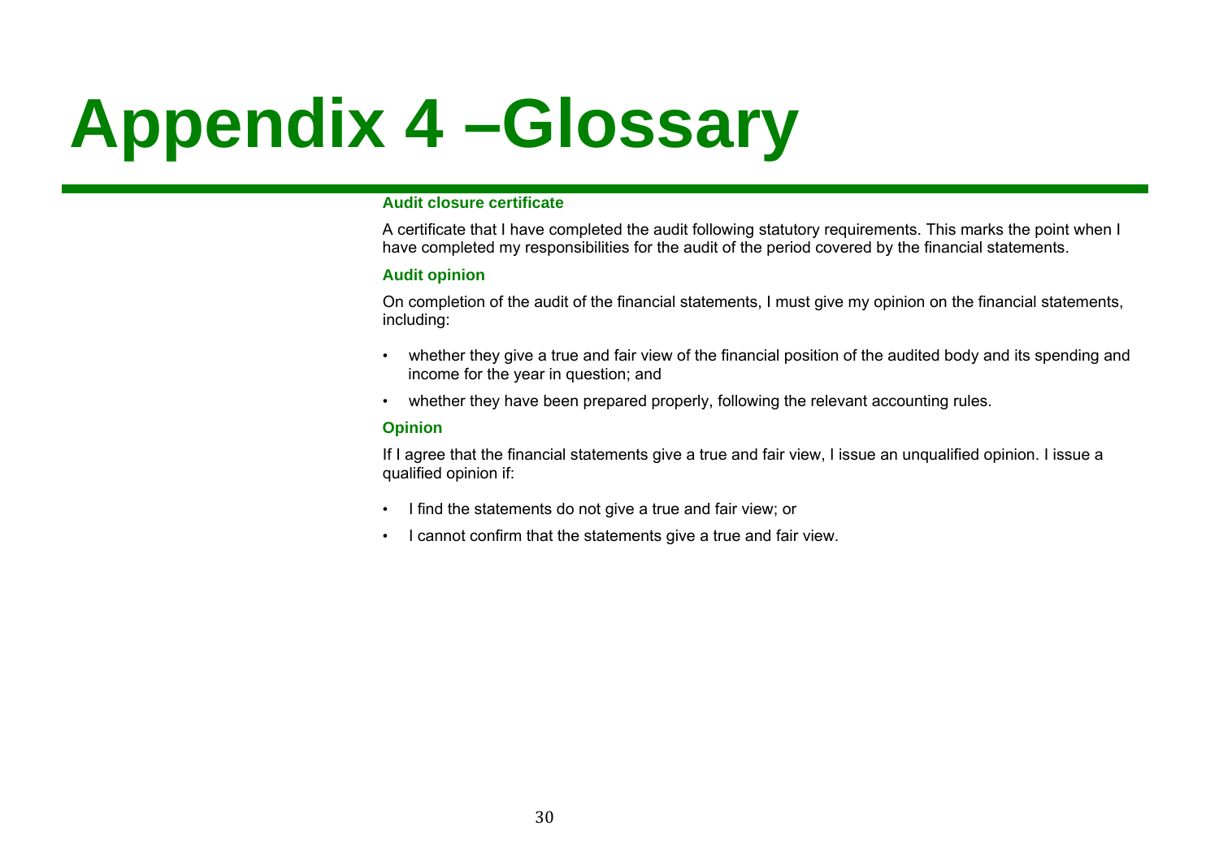# Appendix 4 –Glossary

### Audit closure certificate

A certificate that I have completed the audit following statutory requirements. This marks the point when I have completed my responsibilities for the audit of the period covered by the financial statements.

### Audit opinion

On completion of the audit of the financial statements, I must give my opinion on the financial statements, including:

- whether they give a true and fair view of the financial position of the audited body and its spending and income for the year in question; and
- whether they have been prepared properly, following the relevant accounting rules.

### Opinion

If I agree that the financial statements give a true and fair view, I issue an unqualified opinion. I issue a qualified opinion if:

- I find the statements do not give a true and fair view; or
- I cannot confirm that the statements give a true and fair view.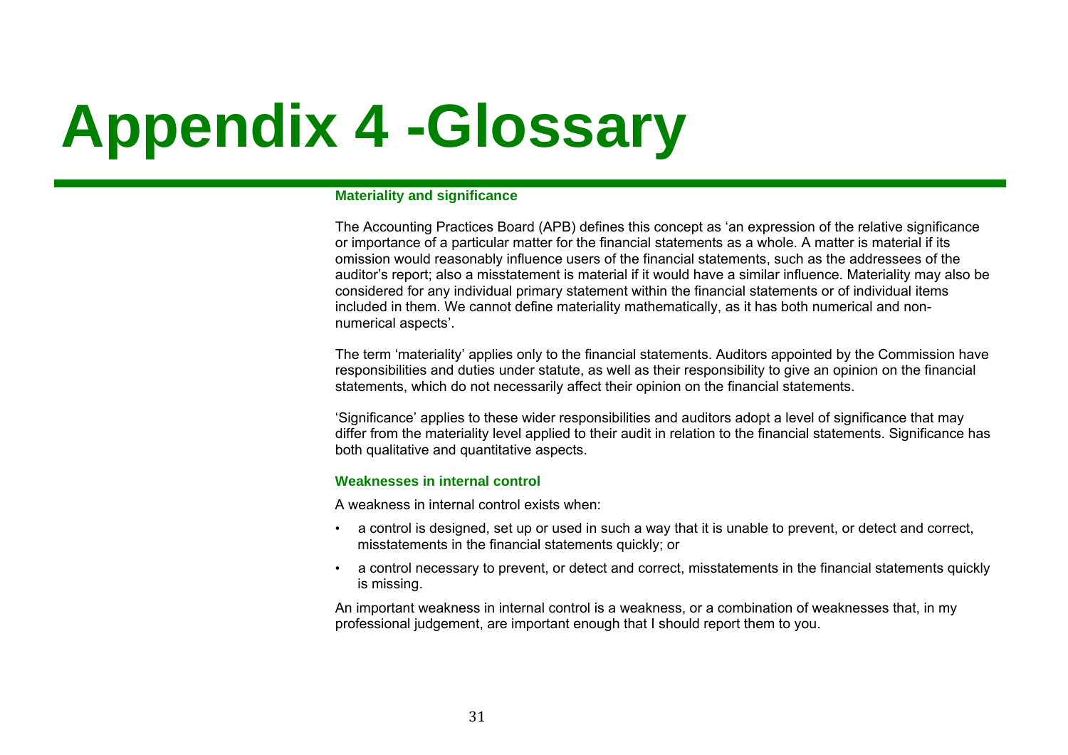# Appendix 4 -Glossary

## Materiality and significance

The Accounting Practices Board (APB) defines this concept as 'an expression of the relative significance or importance of a particular matter for the financial statements as a whole. A matter is material if its omission would reasonably influence users of the financial statements, such as the addressees of the auditor's report; also a misstatement is material if it would have a similar influence. Materiality may also be considered for any individual primary statement within the financial statements or of individual items included in them. We cannot define materiality mathematically, as it has both numerical and non-numerical aspects'.

The term 'materiality' applies only to the financial statements. Auditors appointed by the Commission have responsibilities and duties under statute, as well as their responsibility to give an opinion on the financial statements, which do not necessarily affect their opinion on the financial statements.

'Significance' applies to these wider responsibilities and auditors adopt a level of significance that may differ from the materiality level applied to their audit in relation to the financial statements. Significance has both qualitative and quantitative aspects.

## Weaknesses in internal control

A weakness in internal control exists when:

- a control is designed, set up or used in such a way that it is unable to prevent, or detect and correct, misstatements in the financial statements quickly; or
- a control necessary to prevent, or detect and correct, misstatements in the financial statements quickly is missing.

An important weakness in internal control is a weakness, or a combination of weaknesses that, in my professional judgement, are important enough that I should report them to you.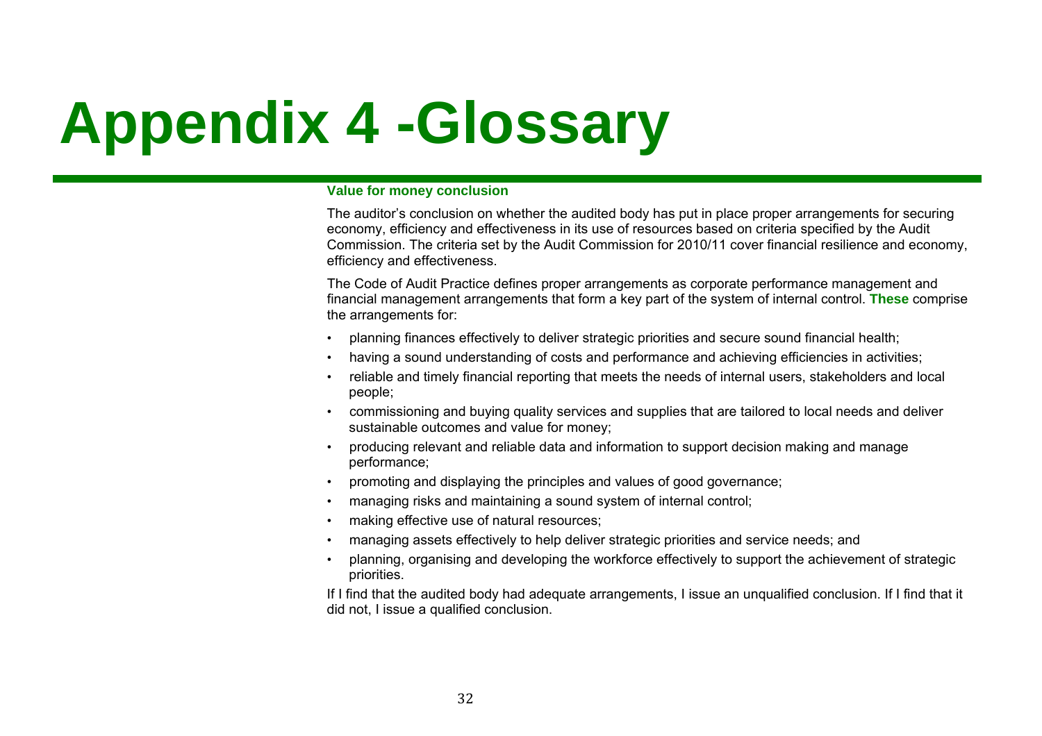# Appendix 4 -Glossary

### Value for money conclusion

The auditor's conclusion on whether the audited body has put in place proper arrangements for securing economy, efficiency and effectiveness in its use of resources based on criteria specified by the Audit Commission. The criteria set by the Audit Commission for 2010/11 cover financial resilience and economy, efficiency and effectiveness.

The Code of Audit Practice defines proper arrangements as corporate performance management and financial management arrangements that form a key part of the system of internal control. **These** comprise the arrangements for:

- planning finances effectively to deliver strategic priorities and secure sound financial health;
- having a sound understanding of costs and performance and achieving efficiencies in activities;
- reliable and timely financial reporting that meets the needs of internal users, stakeholders and local people;
- commissioning and buying quality services and supplies that are tailored to local needs and deliver sustainable outcomes and value for money;
- producing relevant and reliable data and information to support decision making and manage performance;
- promoting and displaying the principles and values of good governance;
- managing risks and maintaining a sound system of internal control;
- making effective use of natural resources;
- managing assets effectively to help deliver strategic priorities and service needs; and
- planning, organising and developing the workforce effectively to support the achievement of strategic priorities.

If I find that the audited body had adequate arrangements, I issue an unqualified conclusion. If I find that it did not, I issue a qualified conclusion.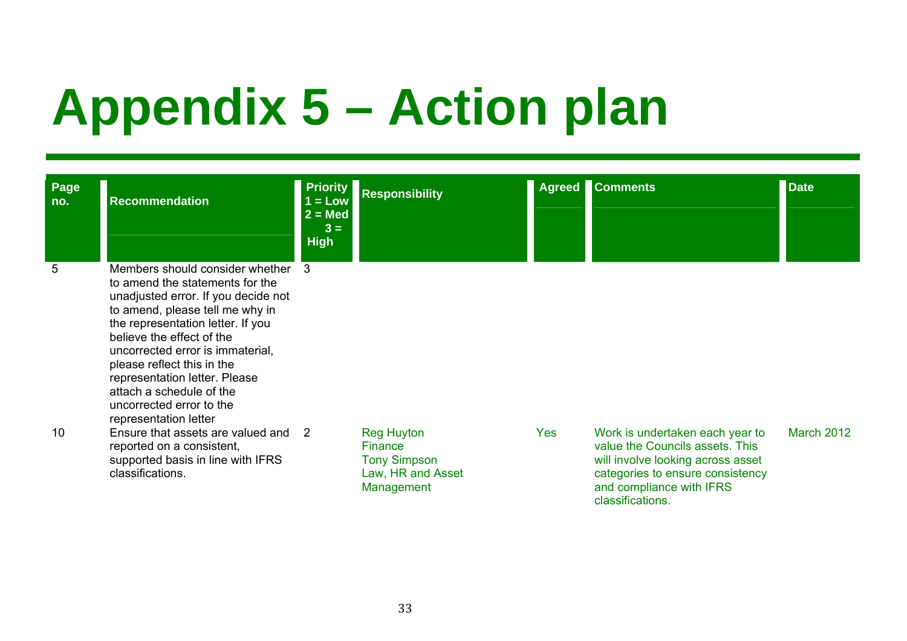# Appendix 5 – Action plan

| Page no. | Recommendation | Priority 1 = Low 2 = Med 3 = High | Responsibility | Agreed | Comments | Date |
|---|---|---|---|---|---|---|
| 5 | Members should consider whether to amend the statements for the unadjusted error. If you decide not to amend, please tell me why in the representation letter. If you believe the effect of the uncorrected error is immaterial, please reflect this in the representation letter. Please attach a schedule of the uncorrected error to the representation letter | 3 | | | | |
| 10 | Ensure that assets are valued and reported on a consistent, supported basis in line with IFRS classifications. | 2 | Reg Huyton Finance Tony Simpson Law, HR and Asset Management | Yes | Work is undertaken each year to value the Councils assets. This will involve looking across asset categories to ensure consistency and compliance with IFRS classifications. | March 2012 |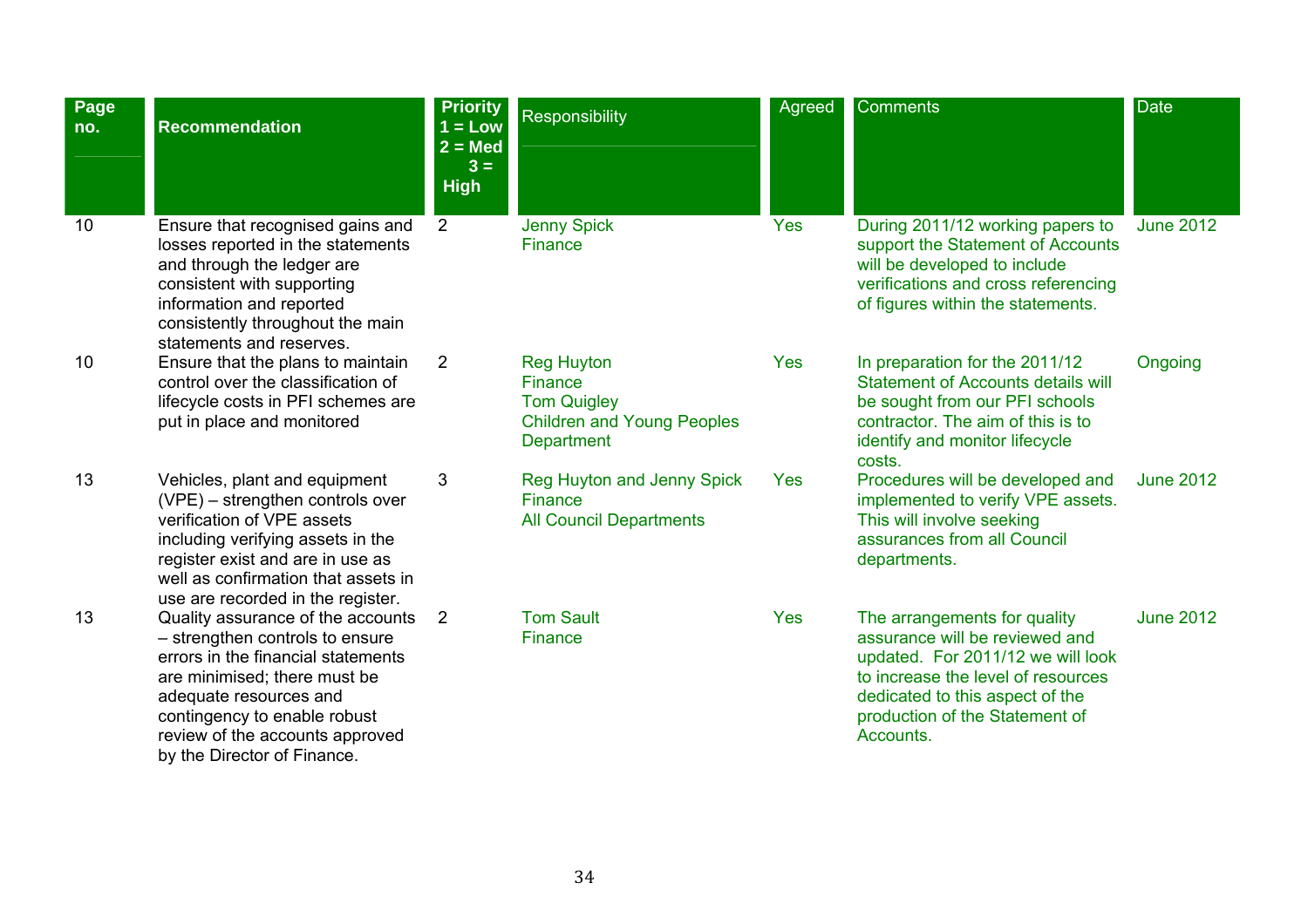| Page no. | Recommendation | Priority 1 = Low 2 = Med 3 = High | Responsibility | Agreed | Comments | Date |
|---|---|---|---|---|---|---|
| 10 | Ensure that recognised gains and losses reported in the statements and through the ledger are consistent with supporting information and reported consistently throughout the main statements and reserves. | 2 | Jenny Spick<br>Finance | Yes | During 2011/12 working papers to support the Statement of Accounts will be developed to include verifications and cross referencing of figures within the statements. | June 2012 |
| 10 | Ensure that the plans to maintain control over the classification of lifecycle costs in PFI schemes are put in place and monitored | 2 | Reg Huyton<br>Finance<br>Tom Quigley<br>Children and Young Peoples Department | Yes | In preparation for the 2011/12 Statement of Accounts details will be sought from our PFI schools contractor. The aim of this is to identify and monitor lifecycle costs. | Ongoing |
| 13 | Vehicles, plant and equipment (VPE) – strengthen controls over verification of VPE assets including verifying assets in the register exist and are in use as well as confirmation that assets in use are recorded in the register. | 3 | Reg Huyton and Jenny Spick<br>Finance<br>All Council Departments | Yes | Procedures will be developed and implemented to verify VPE assets. This will involve seeking assurances from all Council departments. | June 2012 |
| 13 | Quality assurance of the accounts – strengthen controls to ensure errors in the financial statements are minimised; there must be adequate resources and contingency to enable robust review of the accounts approved by the Director of Finance. | 2 | Tom Sault<br>Finance | Yes | The arrangements for quality assurance will be reviewed and updated. For 2011/12 we will look to increase the level of resources dedicated to this aspect of the production of the Statement of Accounts. | June 2012 |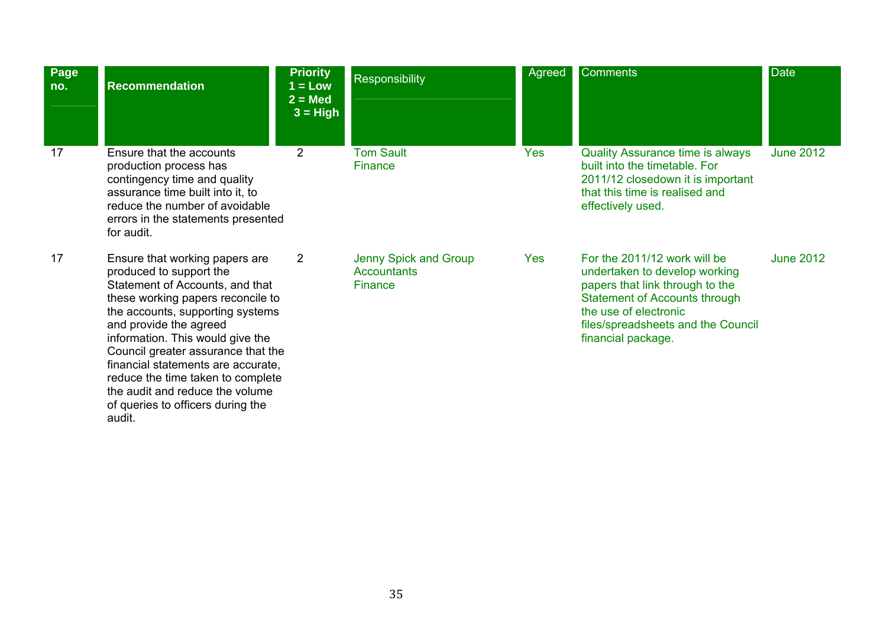| Page no. | Recommendation | Priority 1 = Low 2 = Med 3 = High | Responsibility | Agreed | Comments | Date |
|---|---|---|---|---|---|---|
| 17 | Ensure that the accounts production process has contingency time and quality assurance time built into it, to reduce the number of avoidable errors in the statements presented for audit. | 2 | Tom Sault Finance | Yes | Quality Assurance time is always built into the timetable. For 2011/12 closedown it is important that this time is realised and effectively used. | June 2012 |
| 17 | Ensure that working papers are produced to support the Statement of Accounts, and that these working papers reconcile to the accounts, supporting systems and provide the agreed information. This would give the Council greater assurance that the financial statements are accurate, reduce the time taken to complete the audit and reduce the volume of queries to officers during the audit. | 2 | Jenny Spick and Group Accountants Finance | Yes | For the 2011/12 work will be undertaken to develop working papers that link through to the Statement of Accounts through the use of electronic files/spreadsheets and the Council financial package. | June 2012 |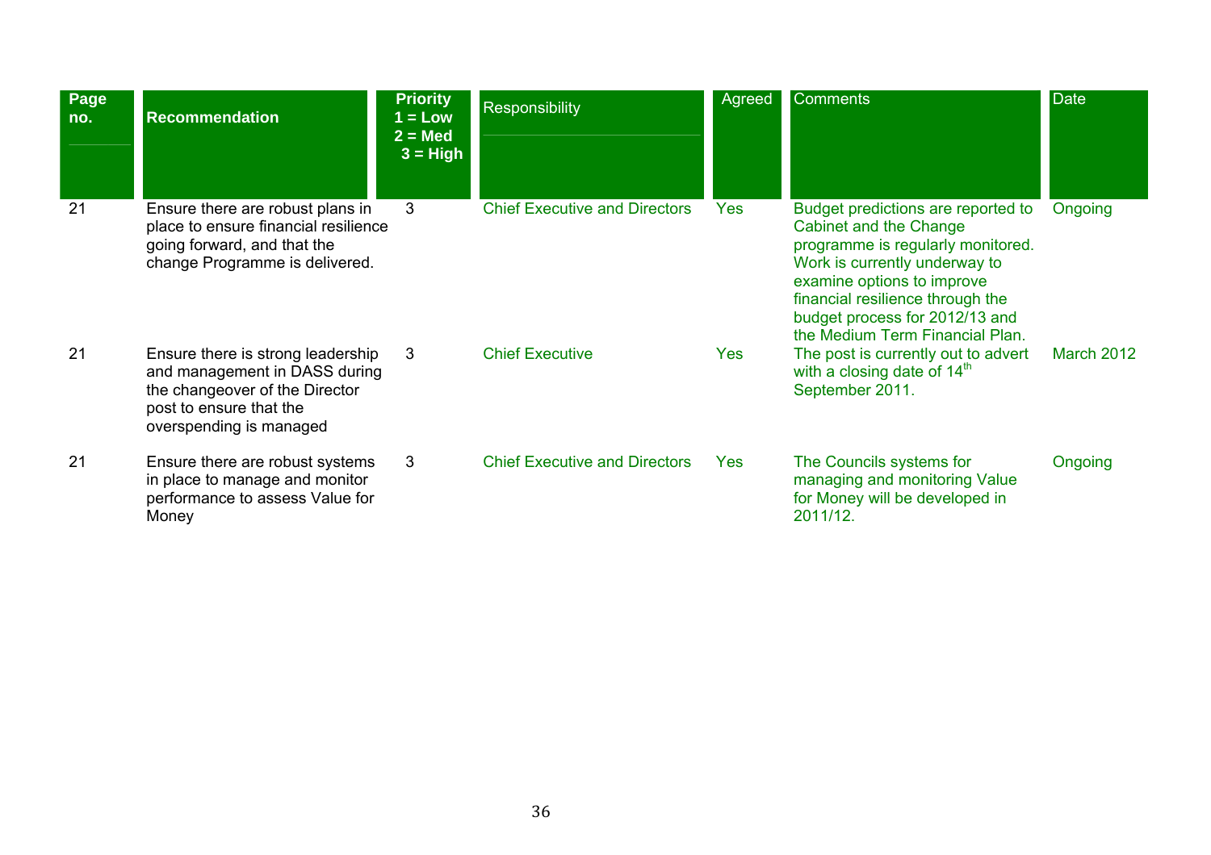| Page no. | Recommendation | Priority 1 = Low 2 = Med 3 = High | Responsibility | Agreed | Comments | Date |
|---|---|---|---|---|---|---|
| 21 | Ensure there are robust plans in place to ensure financial resilience going forward, and that the change Programme is delivered. | 3 | Chief Executive and Directors | Yes | Budget predictions are reported to Cabinet and the Change programme is regularly monitored. Work is currently underway to examine options to improve financial resilience through the budget process for 2012/13 and the Medium Term Financial Plan. | Ongoing |
| 21 | Ensure there is strong leadership and management in DASS during the changeover of the Director post to ensure that the overspending is managed | 3 | Chief Executive | Yes | The post is currently out to advert with a closing date of 14th September 2011. | March 2012 |
| 21 | Ensure there are robust systems in place to manage and monitor performance to assess Value for Money | 3 | Chief Executive and Directors | Yes | The Councils systems for managing and monitoring Value for Money will be developed in 2011/12. | Ongoing |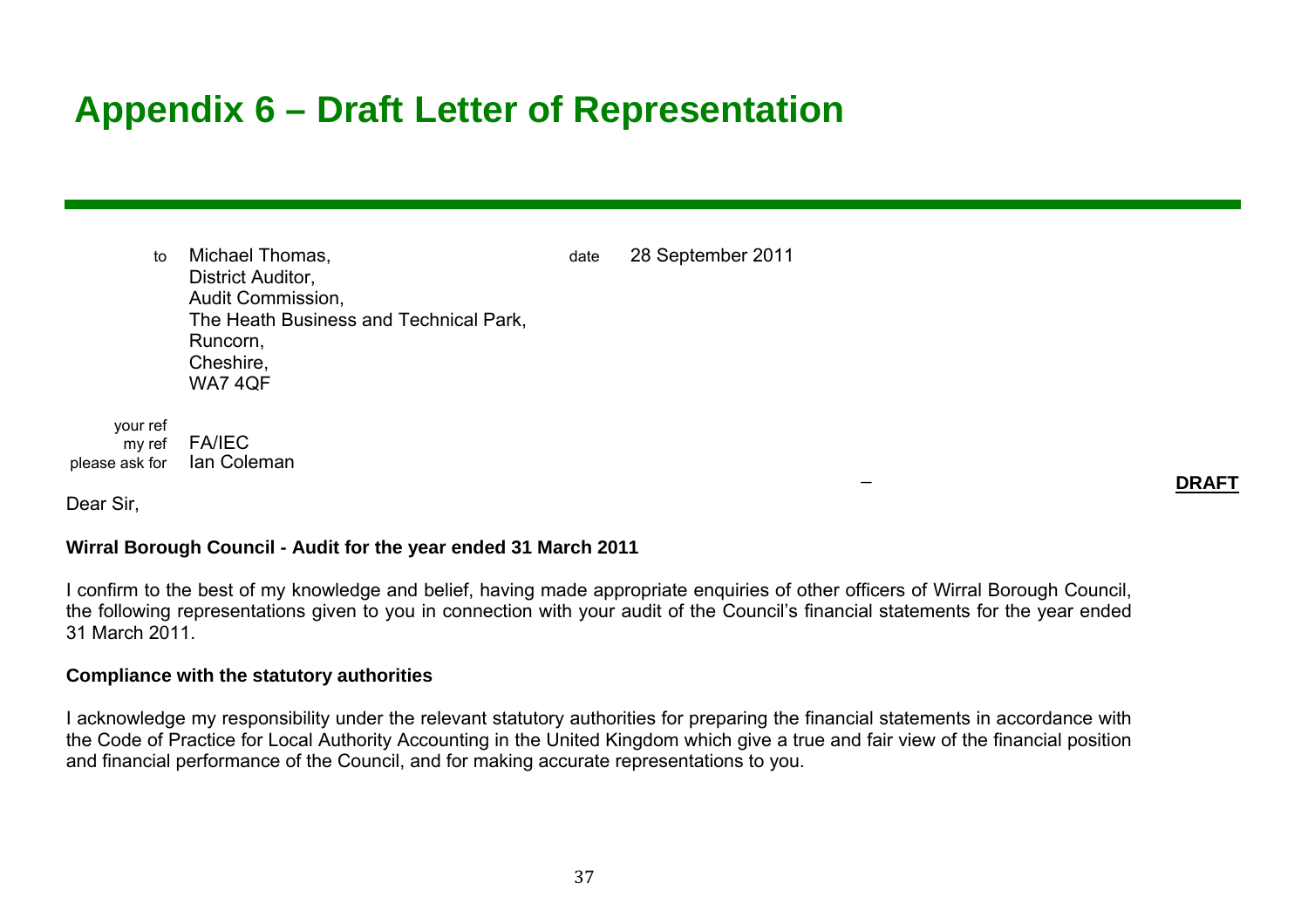# Appendix 6 – Draft Letter of Representation

to Michael Thomas,
District Auditor,
Audit Commission,
The Heath Business and Technical Park,
Runcorn,
Cheshire,
WA7 4QF

date 28 September 2011

your ref
my ref FA/IEC
please ask for Ian Coleman

**DRAFT**

Dear Sir,

**Wirral Borough Council - Audit for the year ended 31 March 2011**

I confirm to the best of my knowledge and belief, having made appropriate enquiries of other officers of Wirral Borough Council, the following representations given to you in connection with your audit of the Council's financial statements for the year ended 31 March 2011.

**Compliance with the statutory authorities**

I acknowledge my responsibility under the relevant statutory authorities for preparing the financial statements in accordance with the Code of Practice for Local Authority Accounting in the United Kingdom which give a true and fair view of the financial position and financial performance of the Council, and for making accurate representations to you.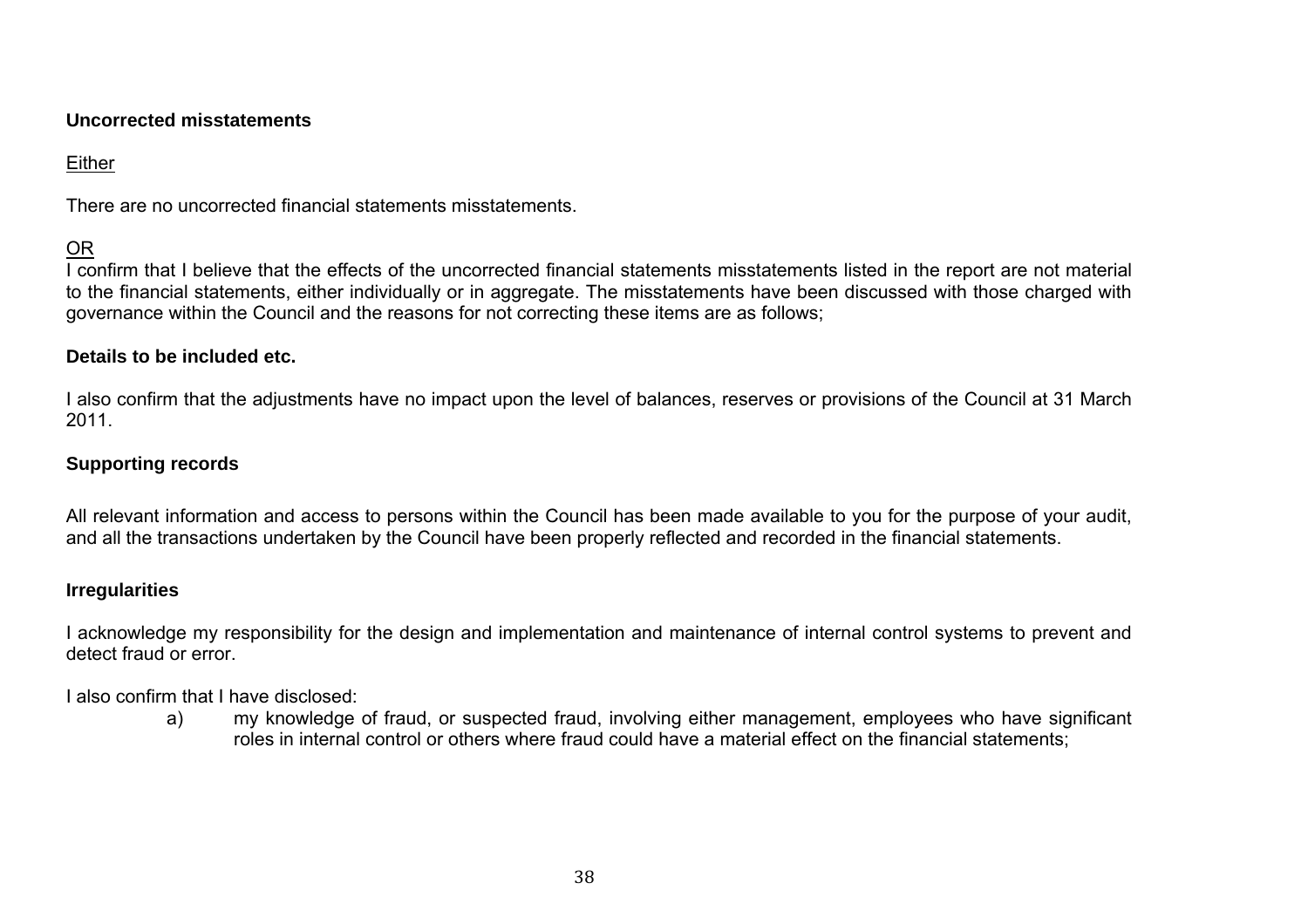**Uncorrected misstatements**

Either

There are no uncorrected financial statements misstatements.

OR

I confirm that I believe that the effects of the uncorrected financial statements misstatements listed in the report are not material to the financial statements, either individually or in aggregate. The misstatements have been discussed with those charged with governance within the Council and the reasons for not correcting these items are as follows;

**Details to be included etc.**

I also confirm that the adjustments have no impact upon the level of balances, reserves or provisions of the Council at 31 March 2011.

**Supporting records**

All relevant information and access to persons within the Council has been made available to you for the purpose of your audit, and all the transactions undertaken by the Council have been properly reflected and recorded in the financial statements.

**Irregularities**

I acknowledge my responsibility for the design and implementation and maintenance of internal control systems to prevent and detect fraud or error.

I also confirm that I have disclosed:

a) my knowledge of fraud, or suspected fraud, involving either management, employees who have significant roles in internal control or others where fraud could have a material effect on the financial statements;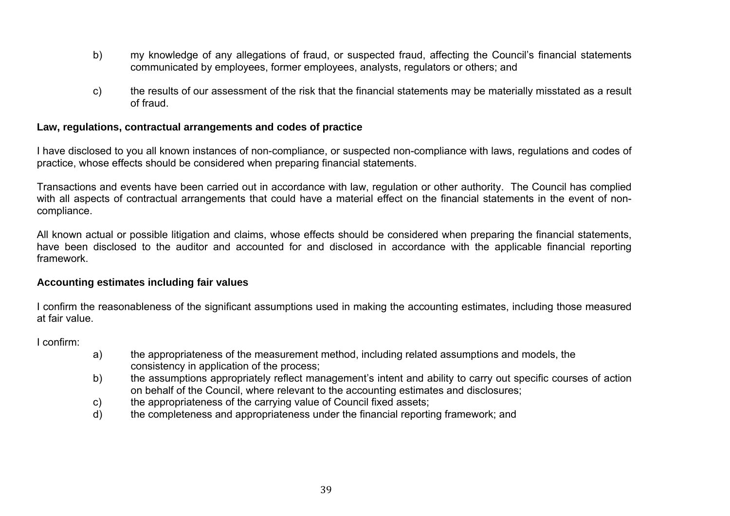b) my knowledge of any allegations of fraud, or suspected fraud, affecting the Council's financial statements communicated by employees, former employees, analysts, regulators or others; and

c) the results of our assessment of the risk that the financial statements may be materially misstated as a result of fraud.

**Law, regulations, contractual arrangements and codes of practice**

I have disclosed to you all known instances of non-compliance, or suspected non-compliance with laws, regulations and codes of practice, whose effects should be considered when preparing financial statements.

Transactions and events have been carried out in accordance with law, regulation or other authority. The Council has complied with all aspects of contractual arrangements that could have a material effect on the financial statements in the event of non-compliance.

All known actual or possible litigation and claims, whose effects should be considered when preparing the financial statements, have been disclosed to the auditor and accounted for and disclosed in accordance with the applicable financial reporting framework.

**Accounting estimates including fair values**

I confirm the reasonableness of the significant assumptions used in making the accounting estimates, including those measured at fair value.

I confirm:

a) the appropriateness of the measurement method, including related assumptions and models, the consistency in application of the process;
b) the assumptions appropriately reflect management's intent and ability to carry out specific courses of action on behalf of the Council, where relevant to the accounting estimates and disclosures;
c) the appropriateness of the carrying value of Council fixed assets;
d) the completeness and appropriateness under the financial reporting framework; and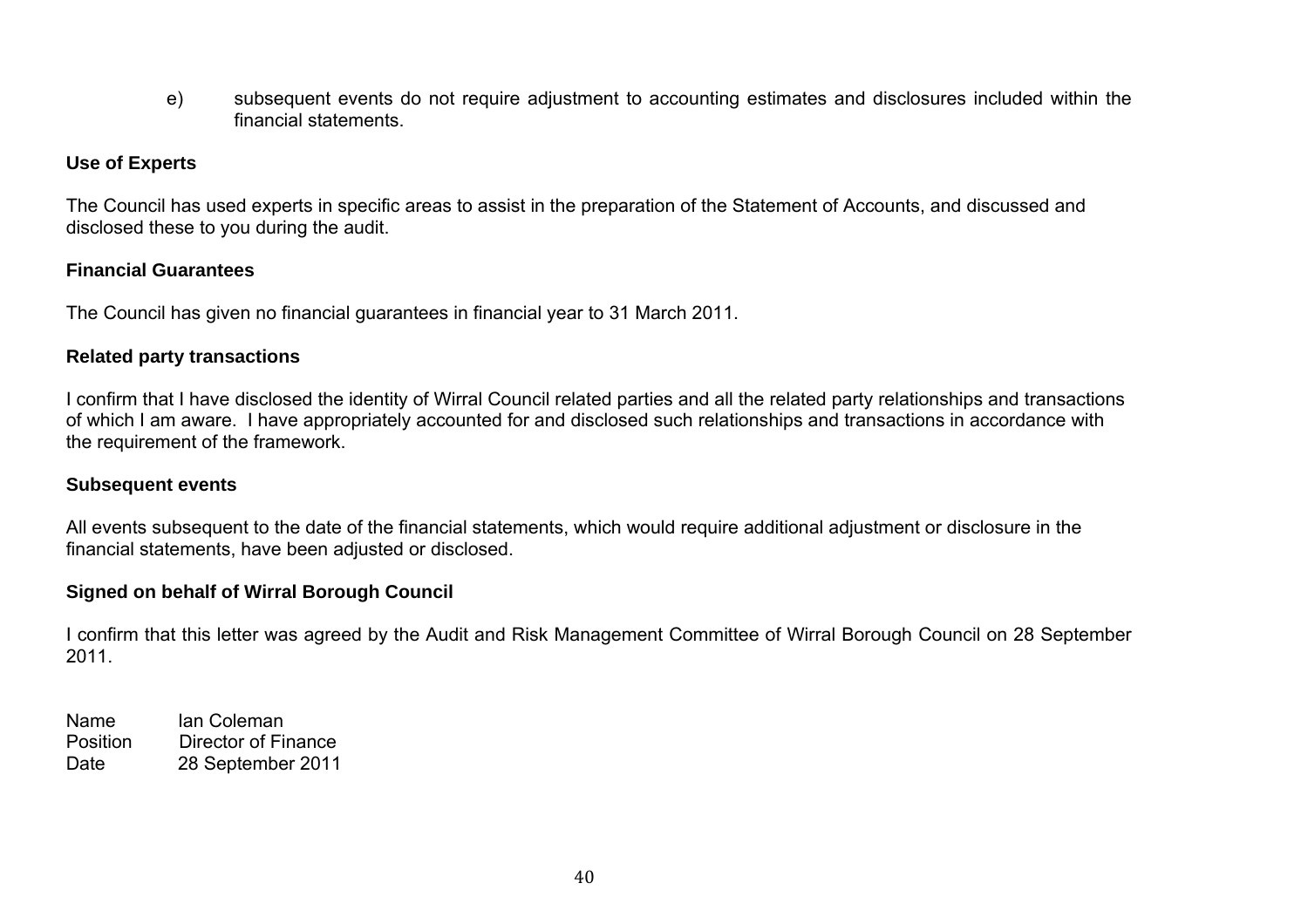e) subsequent events do not require adjustment to accounting estimates and disclosures included within the financial statements.

**Use of Experts**

The Council has used experts in specific areas to assist in the preparation of the Statement of Accounts, and discussed and disclosed these to you during the audit.

**Financial Guarantees**

The Council has given no financial guarantees in financial year to 31 March 2011.

**Related party transactions**

I confirm that I have disclosed the identity of Wirral Council related parties and all the related party relationships and transactions of which I am aware. I have appropriately accounted for and disclosed such relationships and transactions in accordance with the requirement of the framework.

**Subsequent events**

All events subsequent to the date of the financial statements, which would require additional adjustment or disclosure in the financial statements, have been adjusted or disclosed.

**Signed on behalf of Wirral Borough Council**

I confirm that this letter was agreed by the Audit and Risk Management Committee of Wirral Borough Council on 28 September 2011.

Name Ian Coleman
Position Director of Finance
Date 28 September 2011